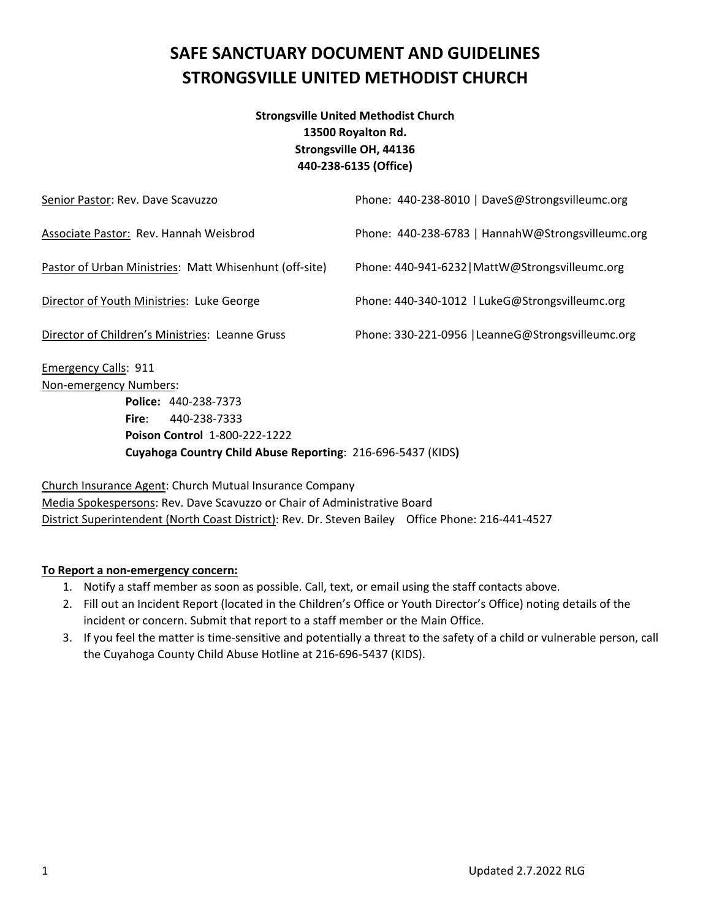# SAFE SANCTUARY DOCUMENT AND GUIDELINES
# STRONGSVILLE UNITED METHODIST CHURCH

**Strongsville United Methodist Church**
**13500 Royalton Rd.**
**Strongsville OH, 44136**
**440-238-6135 (Office)**

| | |
|---|---|
| Senior Pastor: Rev. Dave Scavuzzo | Phone: 440-238-8010 \| DaveS@Strongsvilleumc.org |
| Associate Pastor: Rev. Hannah Weisbrod | Phone: 440-238-6783 \| HannahW@Strongsvilleumc.org |
| Pastor of Urban Ministries: Matt Whisenhunt (off-site) | Phone: 440-941-6232\|MattW@Strongsvilleumc.org |
| Director of Youth Ministries: Luke George | Phone: 440-340-1012 l LukeG@Strongsvilleumc.org |
| Director of Children's Ministries: Leanne Gruss | Phone: 330-221-0956 \|LeanneG@Strongsvilleumc.org |

Emergency Calls: 911
Non-emergency Numbers:

- **Police:** 440-238-7373
- **Fire**: 440-238-7333
- **Poison Control** 1-800-222-1222
- **Cuyahoga Country Child Abuse Reporting**: 216-696-5437 (KIDS**)**

Church Insurance Agent: Church Mutual Insurance Company
Media Spokespersons: Rev. Dave Scavuzzo or Chair of Administrative Board
District Superintendent (North Coast District): Rev. Dr. Steven Bailey Office Phone: 216-441-4527

**To Report a non-emergency concern:**

1. Notify a staff member as soon as possible. Call, text, or email using the staff contacts above.
2. Fill out an Incident Report (located in the Children's Office or Youth Director's Office) noting details of the incident or concern. Submit that report to a staff member or the Main Office.
3. If you feel the matter is time-sensitive and potentially a threat to the safety of a child or vulnerable person, call the Cuyahoga County Child Abuse Hotline at 216-696-5437 (KIDS).

Updated 2.7.2022 RLG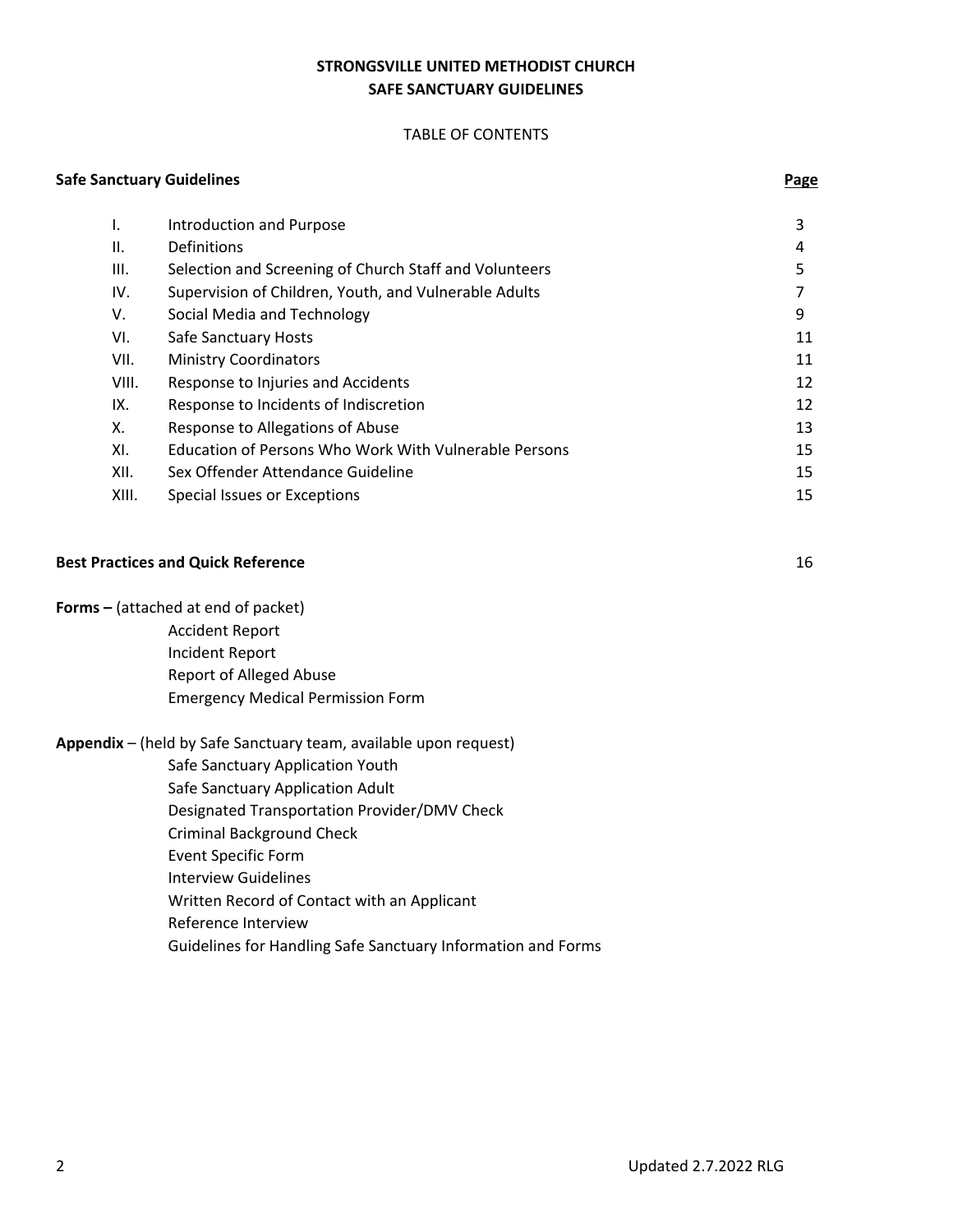**STRONGSVILLE UNITED METHODIST CHURCH**
**SAFE SANCTUARY GUIDELINES**

TABLE OF CONTENTS

| **Safe Sanctuary Guidelines** | | **Page** |
|---|---|---|
| I. | Introduction and Purpose | 3 |
| II. | Definitions | 4 |
| III. | Selection and Screening of Church Staff and Volunteers | 5 |
| IV. | Supervision of Children, Youth, and Vulnerable Adults | 7 |
| V. | Social Media and Technology | 9 |
| VI. | Safe Sanctuary Hosts | 11 |
| VII. | Ministry Coordinators | 11 |
| VIII. | Response to Injuries and Accidents | 12 |
| IX. | Response to Incidents of Indiscretion | 12 |
| X. | Response to Allegations of Abuse | 13 |
| XI. | Education of Persons Who Work With Vulnerable Persons | 15 |
| XII. | Sex Offender Attendance Guideline | 15 |
| XIII. | Special Issues or Exceptions | 15 |

**Best Practices and Quick Reference** 16

**Forms –** (attached at end of packet)

- Accident Report
- Incident Report
- Report of Alleged Abuse
- Emergency Medical Permission Form

**Appendix** – (held by Safe Sanctuary team, available upon request)

- Safe Sanctuary Application Youth
- Safe Sanctuary Application Adult
- Designated Transportation Provider/DMV Check
- Criminal Background Check
- Event Specific Form
- Interview Guidelines
- Written Record of Contact with an Applicant
- Reference Interview
- Guidelines for Handling Safe Sanctuary Information and Forms

Updated 2.7.2022 RLG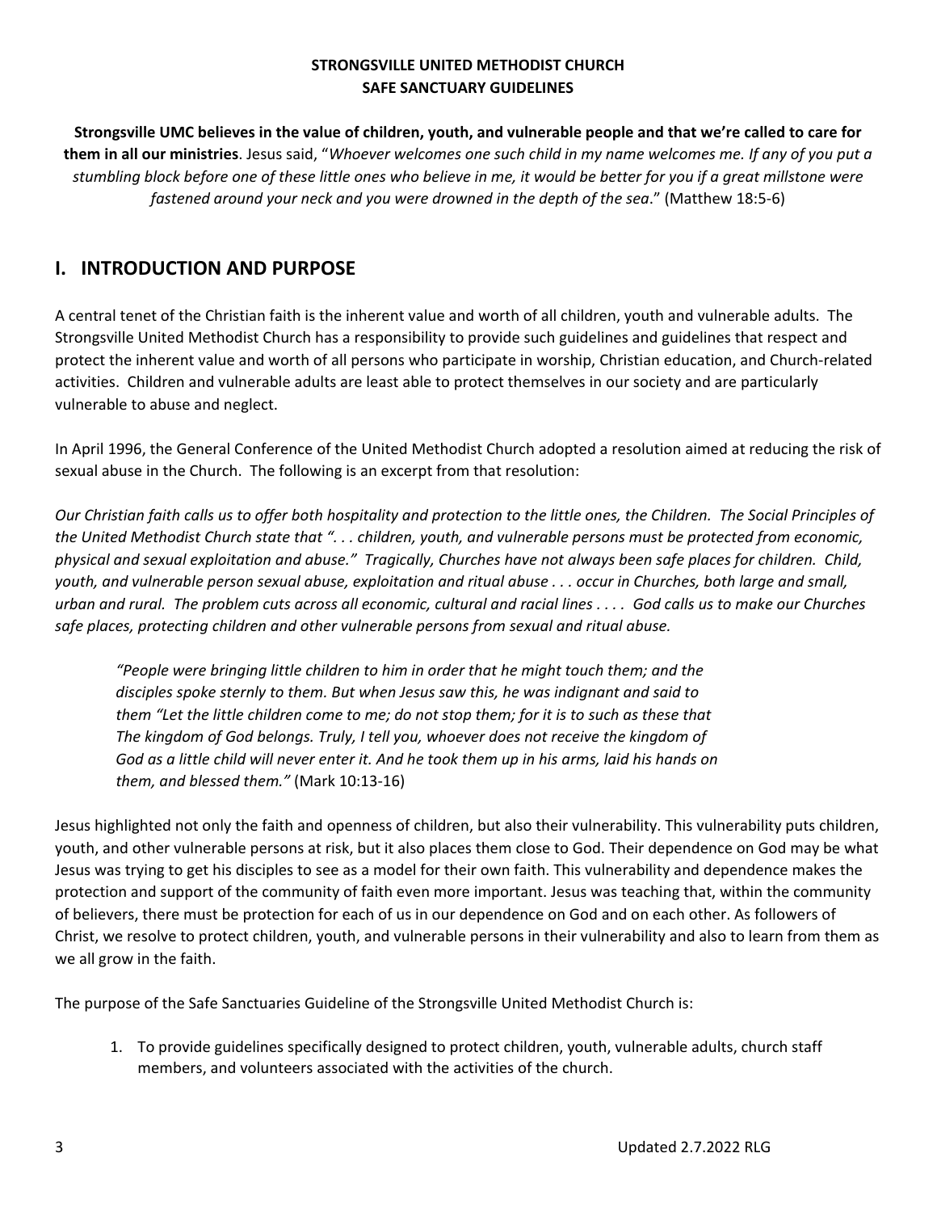**STRONGSVILLE UNITED METHODIST CHURCH**
**SAFE SANCTUARY GUIDELINES**

**Strongsville UMC believes in the value of children, youth, and vulnerable people and that we're called to care for them in all our ministries**. Jesus said, "*Whoever welcomes one such child in my name welcomes me. If any of you put a stumbling block before one of these little ones who believe in me, it would be better for you if a great millstone were fastened around your neck and you were drowned in the depth of the sea*." (Matthew 18:5-6)

# I. INTRODUCTION AND PURPOSE

A central tenet of the Christian faith is the inherent value and worth of all children, youth and vulnerable adults. The Strongsville United Methodist Church has a responsibility to provide such guidelines and guidelines that respect and protect the inherent value and worth of all persons who participate in worship, Christian education, and Church-related activities. Children and vulnerable adults are least able to protect themselves in our society and are particularly vulnerable to abuse and neglect.

In April 1996, the General Conference of the United Methodist Church adopted a resolution aimed at reducing the risk of sexual abuse in the Church. The following is an excerpt from that resolution:

*Our Christian faith calls us to offer both hospitality and protection to the little ones, the Children. The Social Principles of the United Methodist Church state that ". . . children, youth, and vulnerable persons must be protected from economic, physical and sexual exploitation and abuse." Tragically, Churches have not always been safe places for children. Child, youth, and vulnerable person sexual abuse, exploitation and ritual abuse . . . occur in Churches, both large and small, urban and rural. The problem cuts across all economic, cultural and racial lines . . . . God calls us to make our Churches safe places, protecting children and other vulnerable persons from sexual and ritual abuse.*

> *"People were bringing little children to him in order that he might touch them; and the disciples spoke sternly to them. But when Jesus saw this, he was indignant and said to them "Let the little children come to me; do not stop them; for it is to such as these that The kingdom of God belongs. Truly, I tell you, whoever does not receive the kingdom of God as a little child will never enter it. And he took them up in his arms, laid his hands on them, and blessed them."* (Mark 10:13-16)

Jesus highlighted not only the faith and openness of children, but also their vulnerability. This vulnerability puts children, youth, and other vulnerable persons at risk, but it also places them close to God. Their dependence on God may be what Jesus was trying to get his disciples to see as a model for their own faith. This vulnerability and dependence makes the protection and support of the community of faith even more important. Jesus was teaching that, within the community of believers, there must be protection for each of us in our dependence on God and on each other. As followers of Christ, we resolve to protect children, youth, and vulnerable persons in their vulnerability and also to learn from them as we all grow in the faith.

The purpose of the Safe Sanctuaries Guideline of the Strongsville United Methodist Church is:

1. To provide guidelines specifically designed to protect children, youth, vulnerable adults, church staff members, and volunteers associated with the activities of the church.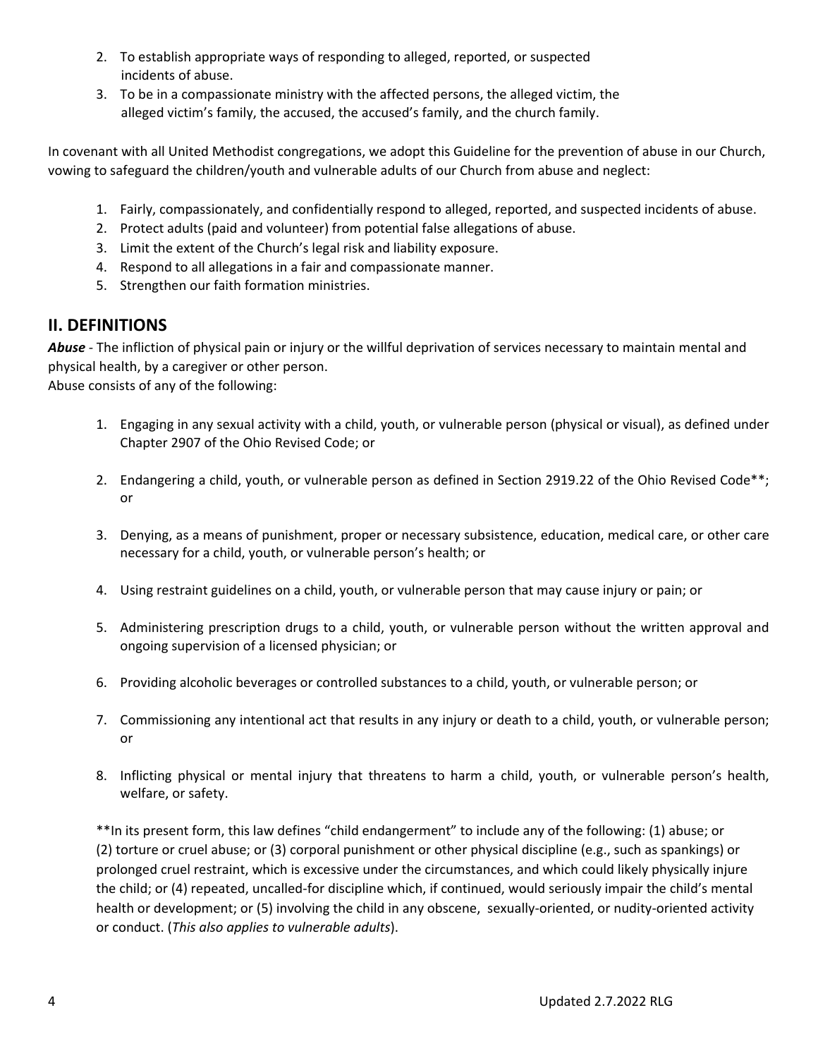2. To establish appropriate ways of responding to alleged, reported, or suspected incidents of abuse.
3. To be in a compassionate ministry with the affected persons, the alleged victim, the alleged victim's family, the accused, the accused's family, and the church family.

In covenant with all United Methodist congregations, we adopt this Guideline for the prevention of abuse in our Church, vowing to safeguard the children/youth and vulnerable adults of our Church from abuse and neglect:

1. Fairly, compassionately, and confidentially respond to alleged, reported, and suspected incidents of abuse.
2. Protect adults (paid and volunteer) from potential false allegations of abuse.
3. Limit the extent of the Church's legal risk and liability exposure.
4. Respond to all allegations in a fair and compassionate manner.
5. Strengthen our faith formation ministries.

## II. DEFINITIONS

***Abuse*** - The infliction of physical pain or injury or the willful deprivation of services necessary to maintain mental and physical health, by a caregiver or other person.
Abuse consists of any of the following:

1. Engaging in any sexual activity with a child, youth, or vulnerable person (physical or visual), as defined under Chapter 2907 of the Ohio Revised Code; or

2. Endangering a child, youth, or vulnerable person as defined in Section 2919.22 of the Ohio Revised Code**; or

3. Denying, as a means of punishment, proper or necessary subsistence, education, medical care, or other care necessary for a child, youth, or vulnerable person's health; or

4. Using restraint guidelines on a child, youth, or vulnerable person that may cause injury or pain; or

5. Administering prescription drugs to a child, youth, or vulnerable person without the written approval and ongoing supervision of a licensed physician; or

6. Providing alcoholic beverages or controlled substances to a child, youth, or vulnerable person; or

7. Commissioning any intentional act that results in any injury or death to a child, youth, or vulnerable person; or

8. Inflicting physical or mental injury that threatens to harm a child, youth, or vulnerable person's health, welfare, or safety.

**In its present form, this law defines "child endangerment" to include any of the following: (1) abuse; or (2) torture or cruel abuse; or (3) corporal punishment or other physical discipline (e.g., such as spankings) or prolonged cruel restraint, which is excessive under the circumstances, and which could likely physically injure the child; or (4) repeated, uncalled-for discipline which, if continued, would seriously impair the child's mental health or development; or (5) involving the child in any obscene, sexually-oriented, or nudity-oriented activity or conduct. (*This also applies to vulnerable adults*).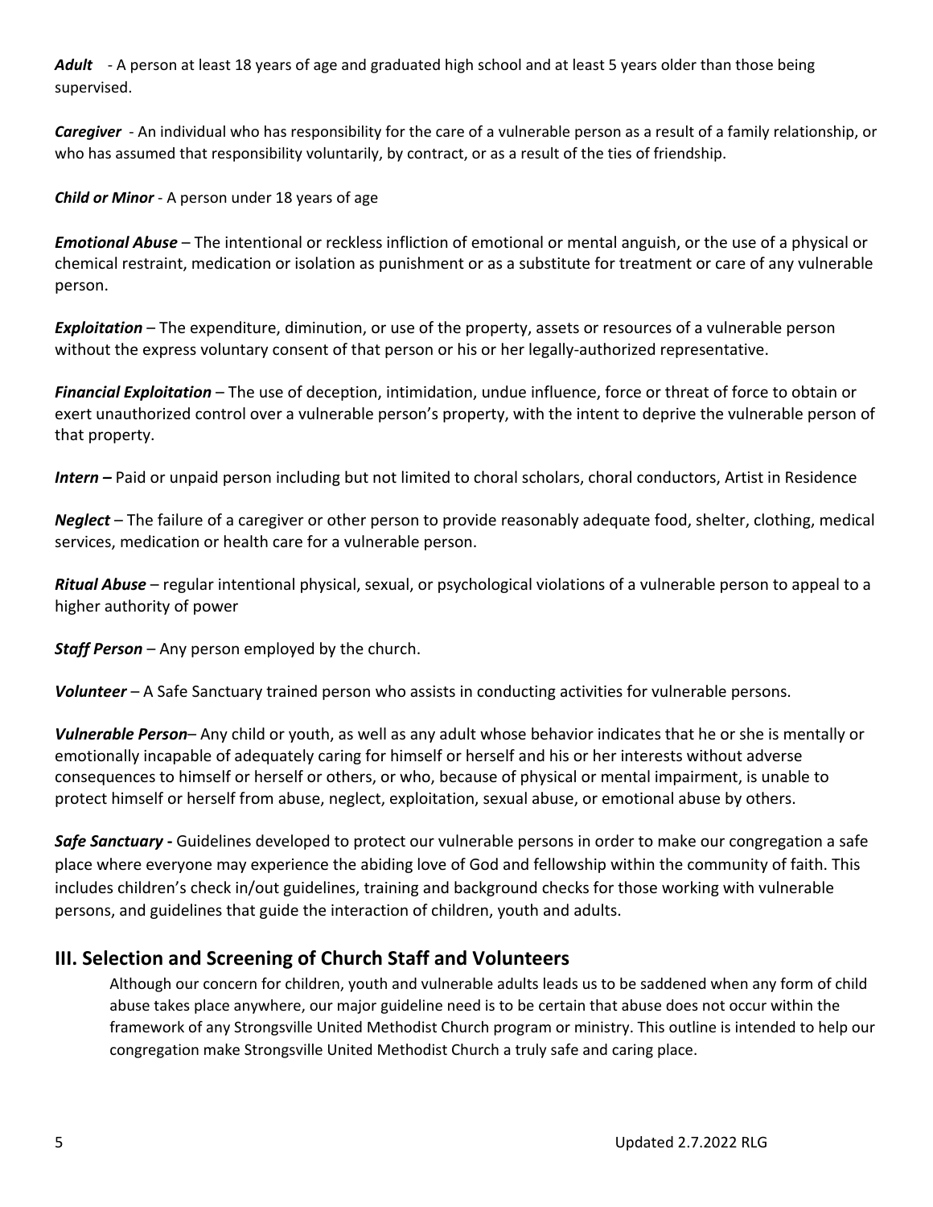***Adult*** - A person at least 18 years of age and graduated high school and at least 5 years older than those being supervised.

***Caregiver*** - An individual who has responsibility for the care of a vulnerable person as a result of a family relationship, or who has assumed that responsibility voluntarily, by contract, or as a result of the ties of friendship.

***Child or Minor*** - A person under 18 years of age

***Emotional Abuse*** – The intentional or reckless infliction of emotional or mental anguish, or the use of a physical or chemical restraint, medication or isolation as punishment or as a substitute for treatment or care of any vulnerable person.

***Exploitation*** – The expenditure, diminution, or use of the property, assets or resources of a vulnerable person without the express voluntary consent of that person or his or her legally-authorized representative.

***Financial Exploitation*** – The use of deception, intimidation, undue influence, force or threat of force to obtain or exert unauthorized control over a vulnerable person's property, with the intent to deprive the vulnerable person of that property.

***Intern*** **–** Paid or unpaid person including but not limited to choral scholars, choral conductors, Artist in Residence

***Neglect*** – The failure of a caregiver or other person to provide reasonably adequate food, shelter, clothing, medical services, medication or health care for a vulnerable person.

***Ritual Abuse*** – regular intentional physical, sexual, or psychological violations of a vulnerable person to appeal to a higher authority of power

***Staff Person*** – Any person employed by the church.

***Volunteer*** – A Safe Sanctuary trained person who assists in conducting activities for vulnerable persons.

***Vulnerable Person***– Any child or youth, as well as any adult whose behavior indicates that he or she is mentally or emotionally incapable of adequately caring for himself or herself and his or her interests without adverse consequences to himself or herself or others, or who, because of physical or mental impairment, is unable to protect himself or herself from abuse, neglect, exploitation, sexual abuse, or emotional abuse by others.

***Safe Sanctuary*** **-** Guidelines developed to protect our vulnerable persons in order to make our congregation a safe place where everyone may experience the abiding love of God and fellowship within the community of faith. This includes children's check in/out guidelines, training and background checks for those working with vulnerable persons, and guidelines that guide the interaction of children, youth and adults.

## III. Selection and Screening of Church Staff and Volunteers

Although our concern for children, youth and vulnerable adults leads us to be saddened when any form of child abuse takes place anywhere, our major guideline need is to be certain that abuse does not occur within the framework of any Strongsville United Methodist Church program or ministry. This outline is intended to help our congregation make Strongsville United Methodist Church a truly safe and caring place.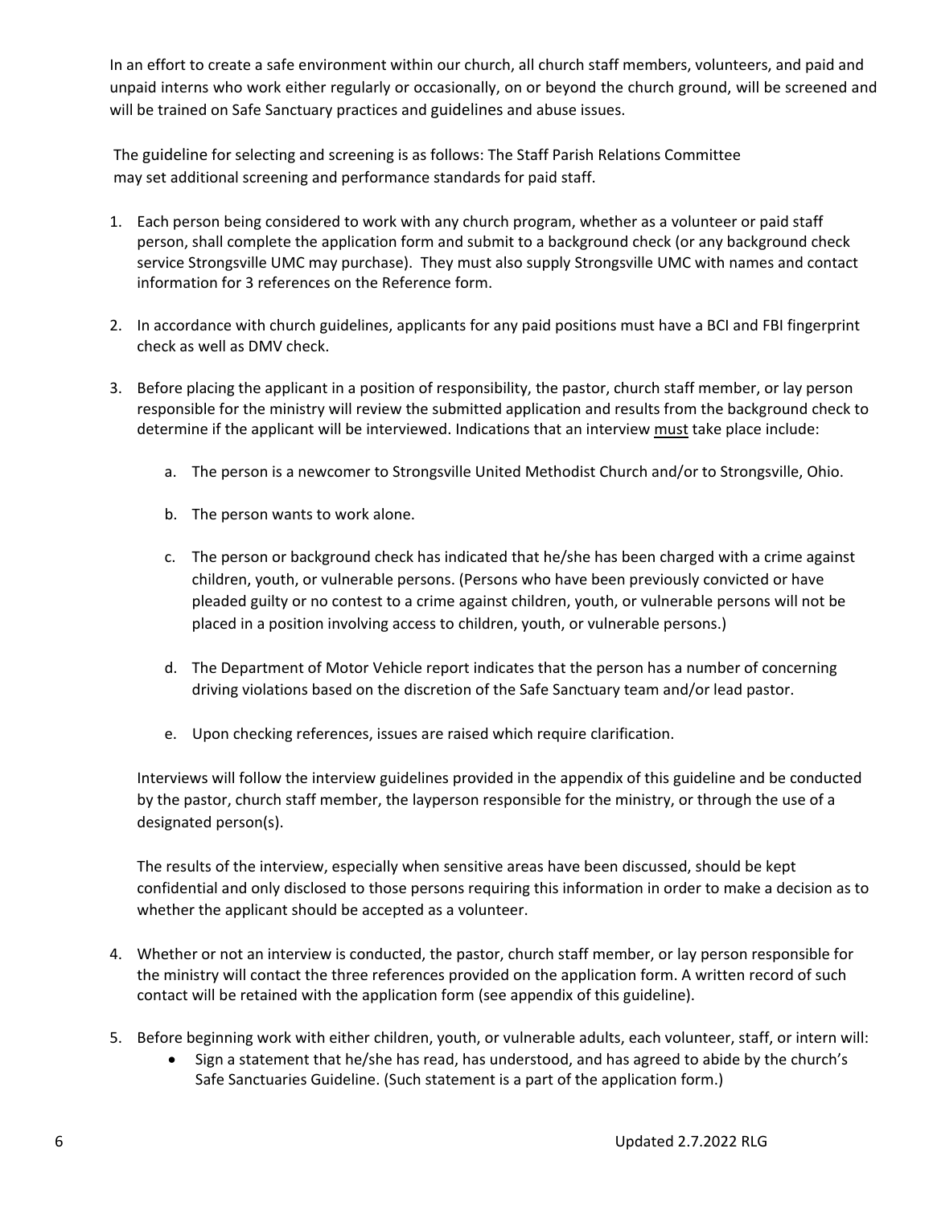In an effort to create a safe environment within our church, all church staff members, volunteers, and paid and unpaid interns who work either regularly or occasionally, on or beyond the church ground, will be screened and will be trained on Safe Sanctuary practices and guidelines and abuse issues.

The guideline for selecting and screening is as follows: The Staff Parish Relations Committee may set additional screening and performance standards for paid staff.

1. Each person being considered to work with any church program, whether as a volunteer or paid staff person, shall complete the application form and submit to a background check (or any background check service Strongsville UMC may purchase). They must also supply Strongsville UMC with names and contact information for 3 references on the Reference form.

2. In accordance with church guidelines, applicants for any paid positions must have a BCI and FBI fingerprint check as well as DMV check.

3. Before placing the applicant in a position of responsibility, the pastor, church staff member, or lay person responsible for the ministry will review the submitted application and results from the background check to determine if the applicant will be interviewed. Indications that an interview <u>must</u> take place include:

    a. The person is a newcomer to Strongsville United Methodist Church and/or to Strongsville, Ohio.

    b. The person wants to work alone.

    c. The person or background check has indicated that he/she has been charged with a crime against children, youth, or vulnerable persons. (Persons who have been previously convicted or have pleaded guilty or no contest to a crime against children, youth, or vulnerable persons will not be placed in a position involving access to children, youth, or vulnerable persons.)

    d. The Department of Motor Vehicle report indicates that the person has a number of concerning driving violations based on the discretion of the Safe Sanctuary team and/or lead pastor.

    e. Upon checking references, issues are raised which require clarification.

    Interviews will follow the interview guidelines provided in the appendix of this guideline and be conducted by the pastor, church staff member, the layperson responsible for the ministry, or through the use of a designated person(s).

    The results of the interview, especially when sensitive areas have been discussed, should be kept confidential and only disclosed to those persons requiring this information in order to make a decision as to whether the applicant should be accepted as a volunteer.

4. Whether or not an interview is conducted, the pastor, church staff member, or lay person responsible for the ministry will contact the three references provided on the application form. A written record of such contact will be retained with the application form (see appendix of this guideline).

5. Before beginning work with either children, youth, or vulnerable adults, each volunteer, staff, or intern will:
    - Sign a statement that he/she has read, has understood, and has agreed to abide by the church's Safe Sanctuaries Guideline. (Such statement is a part of the application form.)

Updated 2.7.2022 RLG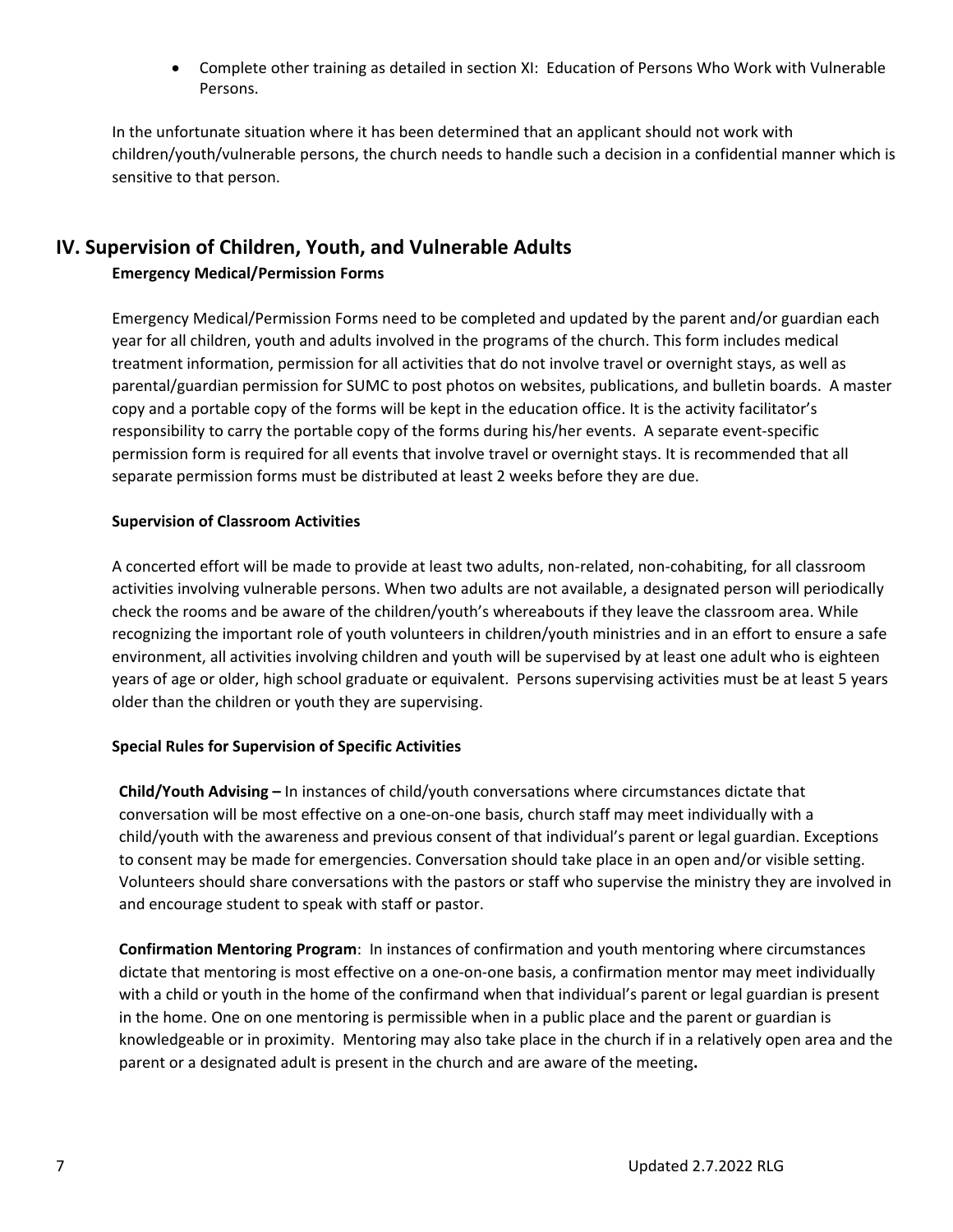- Complete other training as detailed in section XI: Education of Persons Who Work with Vulnerable Persons.

In the unfortunate situation where it has been determined that an applicant should not work with children/youth/vulnerable persons, the church needs to handle such a decision in a confidential manner which is sensitive to that person.

## IV. Supervision of Children, Youth, and Vulnerable Adults

**Emergency Medical/Permission Forms**

Emergency Medical/Permission Forms need to be completed and updated by the parent and/or guardian each year for all children, youth and adults involved in the programs of the church. This form includes medical treatment information, permission for all activities that do not involve travel or overnight stays, as well as parental/guardian permission for SUMC to post photos on websites, publications, and bulletin boards. A master copy and a portable copy of the forms will be kept in the education office. It is the activity facilitator's responsibility to carry the portable copy of the forms during his/her events. A separate event-specific permission form is required for all events that involve travel or overnight stays. It is recommended that all separate permission forms must be distributed at least 2 weeks before they are due.

**Supervision of Classroom Activities**

A concerted effort will be made to provide at least two adults, non-related, non-cohabiting, for all classroom activities involving vulnerable persons. When two adults are not available, a designated person will periodically check the rooms and be aware of the children/youth's whereabouts if they leave the classroom area. While recognizing the important role of youth volunteers in children/youth ministries and in an effort to ensure a safe environment, all activities involving children and youth will be supervised by at least one adult who is eighteen years of age or older, high school graduate or equivalent. Persons supervising activities must be at least 5 years older than the children or youth they are supervising.

**Special Rules for Supervision of Specific Activities**

**Child/Youth Advising –** In instances of child/youth conversations where circumstances dictate that conversation will be most effective on a one-on-one basis, church staff may meet individually with a child/youth with the awareness and previous consent of that individual's parent or legal guardian. Exceptions to consent may be made for emergencies. Conversation should take place in an open and/or visible setting. Volunteers should share conversations with the pastors or staff who supervise the ministry they are involved in and encourage student to speak with staff or pastor.

**Confirmation Mentoring Program**: In instances of confirmation and youth mentoring where circumstances dictate that mentoring is most effective on a one-on-one basis, a confirmation mentor may meet individually with a child or youth in the home of the confirmand when that individual's parent or legal guardian is present in the home. One on one mentoring is permissible when in a public place and the parent or guardian is knowledgeable or in proximity. Mentoring may also take place in the church if in a relatively open area and the parent or a designated adult is present in the church and are aware of the meeting**.**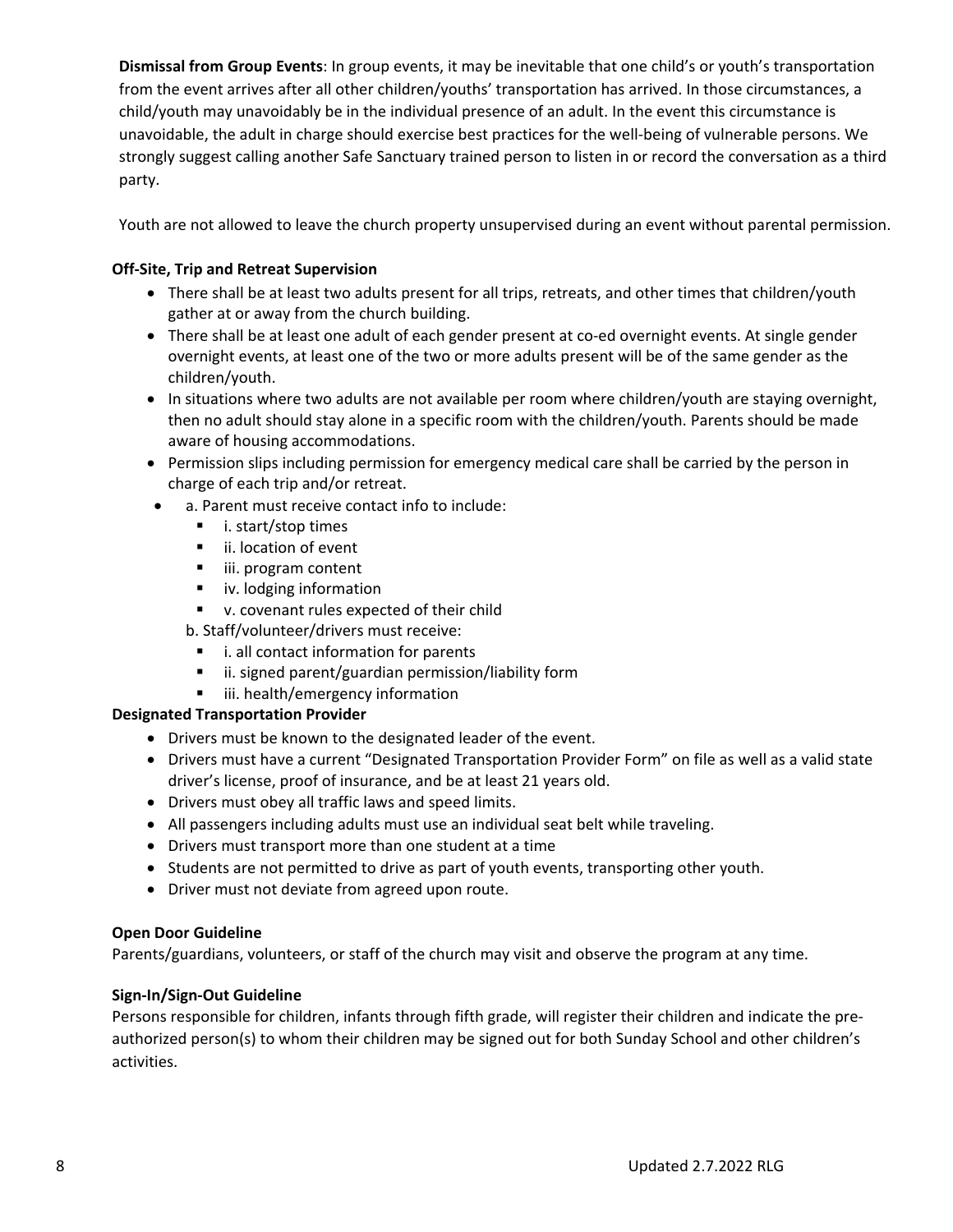**Dismissal from Group Events**: In group events, it may be inevitable that one child's or youth's transportation from the event arrives after all other children/youths' transportation has arrived. In those circumstances, a child/youth may unavoidably be in the individual presence of an adult. In the event this circumstance is unavoidable, the adult in charge should exercise best practices for the well-being of vulnerable persons. We strongly suggest calling another Safe Sanctuary trained person to listen in or record the conversation as a third party.

Youth are not allowed to leave the church property unsupervised during an event without parental permission.

**Off-Site, Trip and Retreat Supervision**

- There shall be at least two adults present for all trips, retreats, and other times that children/youth gather at or away from the church building.
- There shall be at least one adult of each gender present at co-ed overnight events. At single gender overnight events, at least one of the two or more adults present will be of the same gender as the children/youth.
- In situations where two adults are not available per room where children/youth are staying overnight, then no adult should stay alone in a specific room with the children/youth. Parents should be made aware of housing accommodations.
- Permission slips including permission for emergency medical care shall be carried by the person in charge of each trip and/or retreat.
- a. Parent must receive contact info to include:
  - i. start/stop times
  - ii. location of event
  - iii. program content
  - iv. lodging information
  - v. covenant rules expected of their child

  b. Staff/volunteer/drivers must receive:
  - i. all contact information for parents
  - ii. signed parent/guardian permission/liability form
  - iii. health/emergency information

**Designated Transportation Provider**

- Drivers must be known to the designated leader of the event.
- Drivers must have a current "Designated Transportation Provider Form" on file as well as a valid state driver's license, proof of insurance, and be at least 21 years old.
- Drivers must obey all traffic laws and speed limits.
- All passengers including adults must use an individual seat belt while traveling.
- Drivers must transport more than one student at a time
- Students are not permitted to drive as part of youth events, transporting other youth.
- Driver must not deviate from agreed upon route.

**Open Door Guideline**

Parents/guardians, volunteers, or staff of the church may visit and observe the program at any time.

**Sign-In/Sign-Out Guideline**

Persons responsible for children, infants through fifth grade, will register their children and indicate the pre-authorized person(s) to whom their children may be signed out for both Sunday School and other children's activities.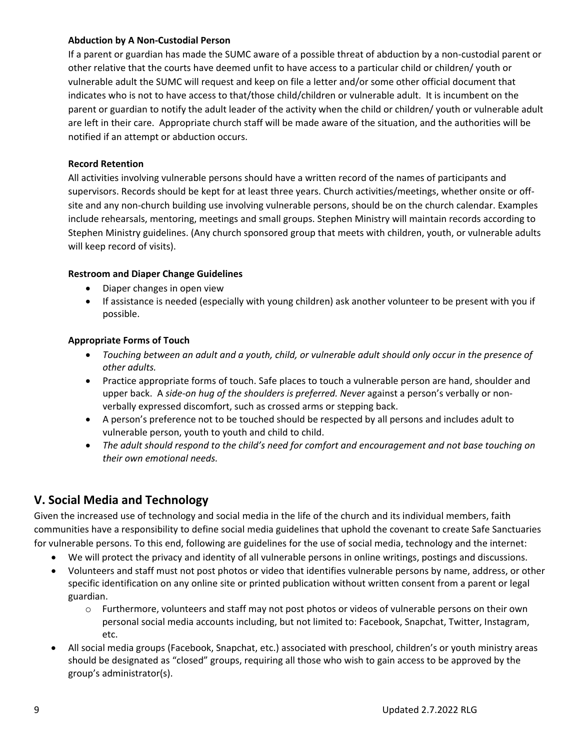**Abduction by A Non-Custodial Person**

If a parent or guardian has made the SUMC aware of a possible threat of abduction by a non-custodial parent or other relative that the courts have deemed unfit to have access to a particular child or children/ youth or vulnerable adult the SUMC will request and keep on file a letter and/or some other official document that indicates who is not to have access to that/those child/children or vulnerable adult. It is incumbent on the parent or guardian to notify the adult leader of the activity when the child or children/ youth or vulnerable adult are left in their care. Appropriate church staff will be made aware of the situation, and the authorities will be notified if an attempt or abduction occurs.

**Record Retention**

All activities involving vulnerable persons should have a written record of the names of participants and supervisors. Records should be kept for at least three years. Church activities/meetings, whether onsite or off-site and any non-church building use involving vulnerable persons, should be on the church calendar. Examples include rehearsals, mentoring, meetings and small groups. Stephen Ministry will maintain records according to Stephen Ministry guidelines. (Any church sponsored group that meets with children, youth, or vulnerable adults will keep record of visits).

**Restroom and Diaper Change Guidelines**

- Diaper changes in open view
- If assistance is needed (especially with young children) ask another volunteer to be present with you if possible.

**Appropriate Forms of Touch**

- *Touching between an adult and a youth, child, or vulnerable adult should only occur in the presence of other adults.*
- Practice appropriate forms of touch. Safe places to touch a vulnerable person are hand, shoulder and upper back. A *side-on hug of the shoulders is preferred. Never* against a person's verbally or non-verbally expressed discomfort, such as crossed arms or stepping back.
- A person's preference not to be touched should be respected by all persons and includes adult to vulnerable person, youth to youth and child to child.
- *The adult should respond to the child's need for comfort and encouragement and not base touching on their own emotional needs.*

## V. Social Media and Technology

Given the increased use of technology and social media in the life of the church and its individual members, faith communities have a responsibility to define social media guidelines that uphold the covenant to create Safe Sanctuaries for vulnerable persons. To this end, following are guidelines for the use of social media, technology and the internet:

- We will protect the privacy and identity of all vulnerable persons in online writings, postings and discussions.
- Volunteers and staff must not post photos or video that identifies vulnerable persons by name, address, or other specific identification on any online site or printed publication without written consent from a parent or legal guardian.
  - Furthermore, volunteers and staff may not post photos or videos of vulnerable persons on their own personal social media accounts including, but not limited to: Facebook, Snapchat, Twitter, Instagram, etc.
- All social media groups (Facebook, Snapchat, etc.) associated with preschool, children's or youth ministry areas should be designated as "closed" groups, requiring all those who wish to gain access to be approved by the group's administrator(s).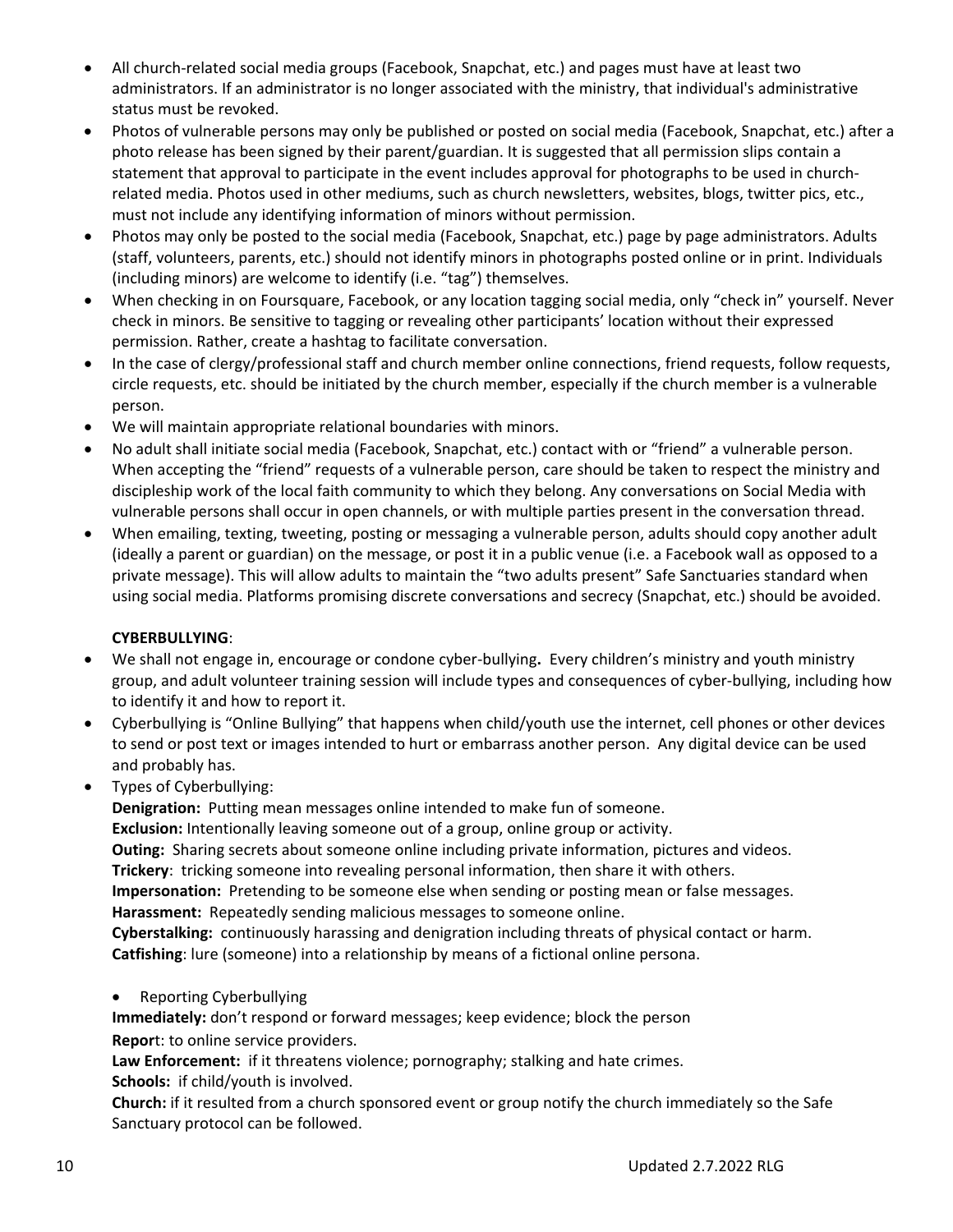- All church-related social media groups (Facebook, Snapchat, etc.) and pages must have at least two administrators. If an administrator is no longer associated with the ministry, that individual's administrative status must be revoked.
- Photos of vulnerable persons may only be published or posted on social media (Facebook, Snapchat, etc.) after a photo release has been signed by their parent/guardian. It is suggested that all permission slips contain a statement that approval to participate in the event includes approval for photographs to be used in church-related media. Photos used in other mediums, such as church newsletters, websites, blogs, twitter pics, etc., must not include any identifying information of minors without permission.
- Photos may only be posted to the social media (Facebook, Snapchat, etc.) page by page administrators. Adults (staff, volunteers, parents, etc.) should not identify minors in photographs posted online or in print. Individuals (including minors) are welcome to identify (i.e. "tag") themselves.
- When checking in on Foursquare, Facebook, or any location tagging social media, only "check in" yourself. Never check in minors. Be sensitive to tagging or revealing other participants' location without their expressed permission. Rather, create a hashtag to facilitate conversation.
- In the case of clergy/professional staff and church member online connections, friend requests, follow requests, circle requests, etc. should be initiated by the church member, especially if the church member is a vulnerable person.
- We will maintain appropriate relational boundaries with minors.
- No adult shall initiate social media (Facebook, Snapchat, etc.) contact with or "friend" a vulnerable person. When accepting the "friend" requests of a vulnerable person, care should be taken to respect the ministry and discipleship work of the local faith community to which they belong. Any conversations on Social Media with vulnerable persons shall occur in open channels, or with multiple parties present in the conversation thread.
- When emailing, texting, tweeting, posting or messaging a vulnerable person, adults should copy another adult (ideally a parent or guardian) on the message, or post it in a public venue (i.e. a Facebook wall as opposed to a private message). This will allow adults to maintain the "two adults present" Safe Sanctuaries standard when using social media. Platforms promising discrete conversations and secrecy (Snapchat, etc.) should be avoided.

**CYBERBULLYING**:

- We shall not engage in, encourage or condone cyber-bullying**.** Every children's ministry and youth ministry group, and adult volunteer training session will include types and consequences of cyber-bullying, including how to identify it and how to report it.
- Cyberbullying is "Online Bullying" that happens when child/youth use the internet, cell phones or other devices to send or post text or images intended to hurt or embarrass another person. Any digital device can be used and probably has.
- Types of Cyberbullying:
  **Denigration:** Putting mean messages online intended to make fun of someone.
  **Exclusion:** Intentionally leaving someone out of a group, online group or activity.
  **Outing:** Sharing secrets about someone online including private information, pictures and videos.
  **Trickery**: tricking someone into revealing personal information, then share it with others.
  **Impersonation:** Pretending to be someone else when sending or posting mean or false messages.
  **Harassment:** Repeatedly sending malicious messages to someone online.
  **Cyberstalking:** continuously harassing and denigration including threats of physical contact or harm.
  **Catfishing**: lure (someone) into a relationship by means of a fictional online persona.

  - Reporting Cyberbullying

  **Immediately:** don't respond or forward messages; keep evidence; block the person
  **Repor**t: to online service providers.
  **Law Enforcement:** if it threatens violence; pornography; stalking and hate crimes.
  **Schools:** if child/youth is involved.
  **Church:** if it resulted from a church sponsored event or group notify the church immediately so the Safe Sanctuary protocol can be followed.

Updated 2.7.2022 RLG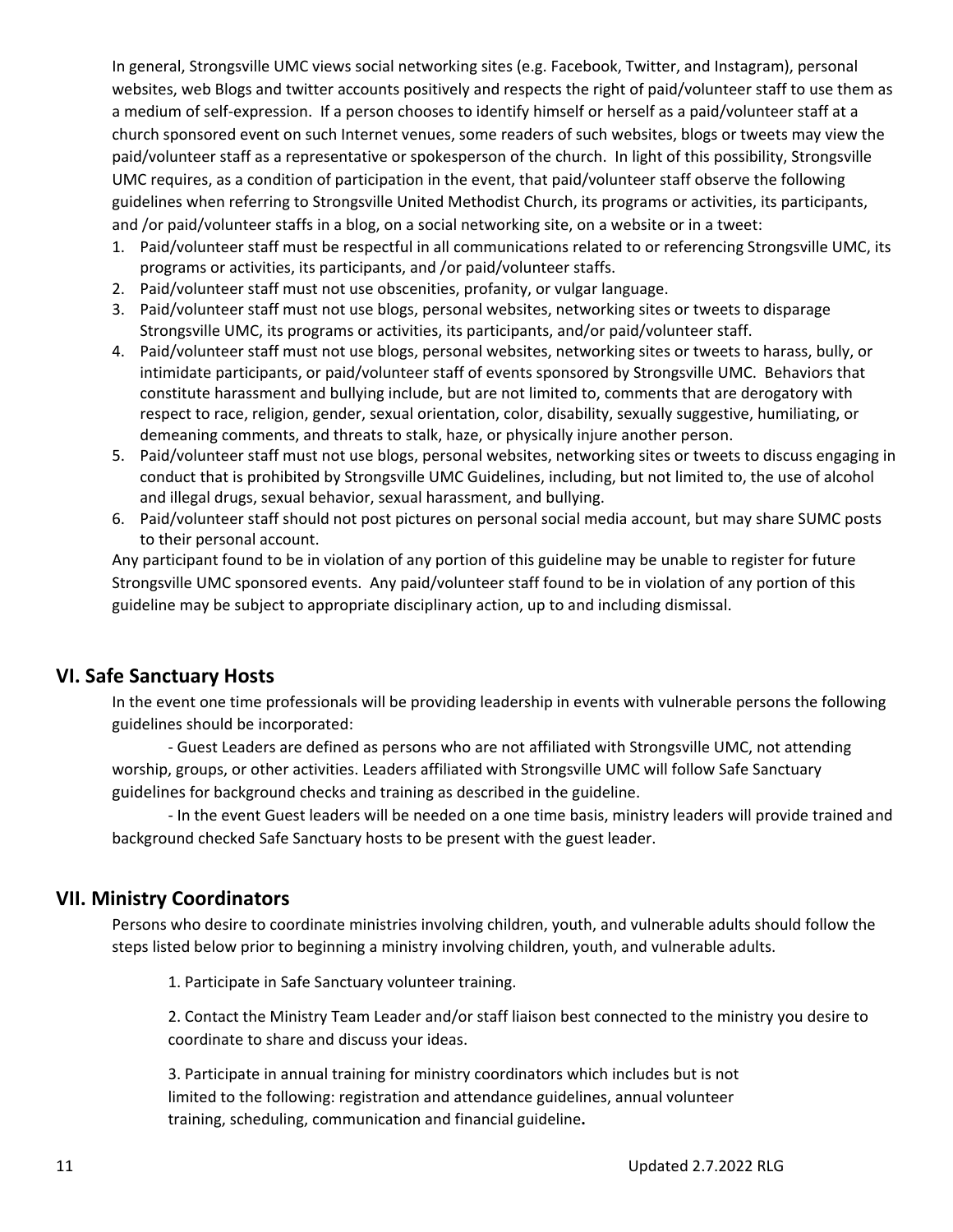In general, Strongsville UMC views social networking sites (e.g. Facebook, Twitter, and Instagram), personal websites, web Blogs and twitter accounts positively and respects the right of paid/volunteer staff to use them as a medium of self-expression. If a person chooses to identify himself or herself as a paid/volunteer staff at a church sponsored event on such Internet venues, some readers of such websites, blogs or tweets may view the paid/volunteer staff as a representative or spokesperson of the church. In light of this possibility, Strongsville UMC requires, as a condition of participation in the event, that paid/volunteer staff observe the following guidelines when referring to Strongsville United Methodist Church, its programs or activities, its participants, and /or paid/volunteer staffs in a blog, on a social networking site, on a website or in a tweet:

1. Paid/volunteer staff must be respectful in all communications related to or referencing Strongsville UMC, its programs or activities, its participants, and /or paid/volunteer staffs.
2. Paid/volunteer staff must not use obscenities, profanity, or vulgar language.
3. Paid/volunteer staff must not use blogs, personal websites, networking sites or tweets to disparage Strongsville UMC, its programs or activities, its participants, and/or paid/volunteer staff.
4. Paid/volunteer staff must not use blogs, personal websites, networking sites or tweets to harass, bully, or intimidate participants, or paid/volunteer staff of events sponsored by Strongsville UMC. Behaviors that constitute harassment and bullying include, but are not limited to, comments that are derogatory with respect to race, religion, gender, sexual orientation, color, disability, sexually suggestive, humiliating, or demeaning comments, and threats to stalk, haze, or physically injure another person.
5. Paid/volunteer staff must not use blogs, personal websites, networking sites or tweets to discuss engaging in conduct that is prohibited by Strongsville UMC Guidelines, including, but not limited to, the use of alcohol and illegal drugs, sexual behavior, sexual harassment, and bullying.
6. Paid/volunteer staff should not post pictures on personal social media account, but may share SUMC posts to their personal account.

Any participant found to be in violation of any portion of this guideline may be unable to register for future Strongsville UMC sponsored events. Any paid/volunteer staff found to be in violation of any portion of this guideline may be subject to appropriate disciplinary action, up to and including dismissal.

## VI. Safe Sanctuary Hosts

In the event one time professionals will be providing leadership in events with vulnerable persons the following guidelines should be incorporated:

- Guest Leaders are defined as persons who are not affiliated with Strongsville UMC, not attending worship, groups, or other activities. Leaders affiliated with Strongsville UMC will follow Safe Sanctuary guidelines for background checks and training as described in the guideline.
- In the event Guest leaders will be needed on a one time basis, ministry leaders will provide trained and background checked Safe Sanctuary hosts to be present with the guest leader.

## VII. Ministry Coordinators

Persons who desire to coordinate ministries involving children, youth, and vulnerable adults should follow the steps listed below prior to beginning a ministry involving children, youth, and vulnerable adults.

1. Participate in Safe Sanctuary volunteer training.

2. Contact the Ministry Team Leader and/or staff liaison best connected to the ministry you desire to coordinate to share and discuss your ideas.

3. Participate in annual training for ministry coordinators which includes but is not limited to the following: registration and attendance guidelines, annual volunteer training, scheduling, communication and financial guideline**.**

Updated 2.7.2022 RLG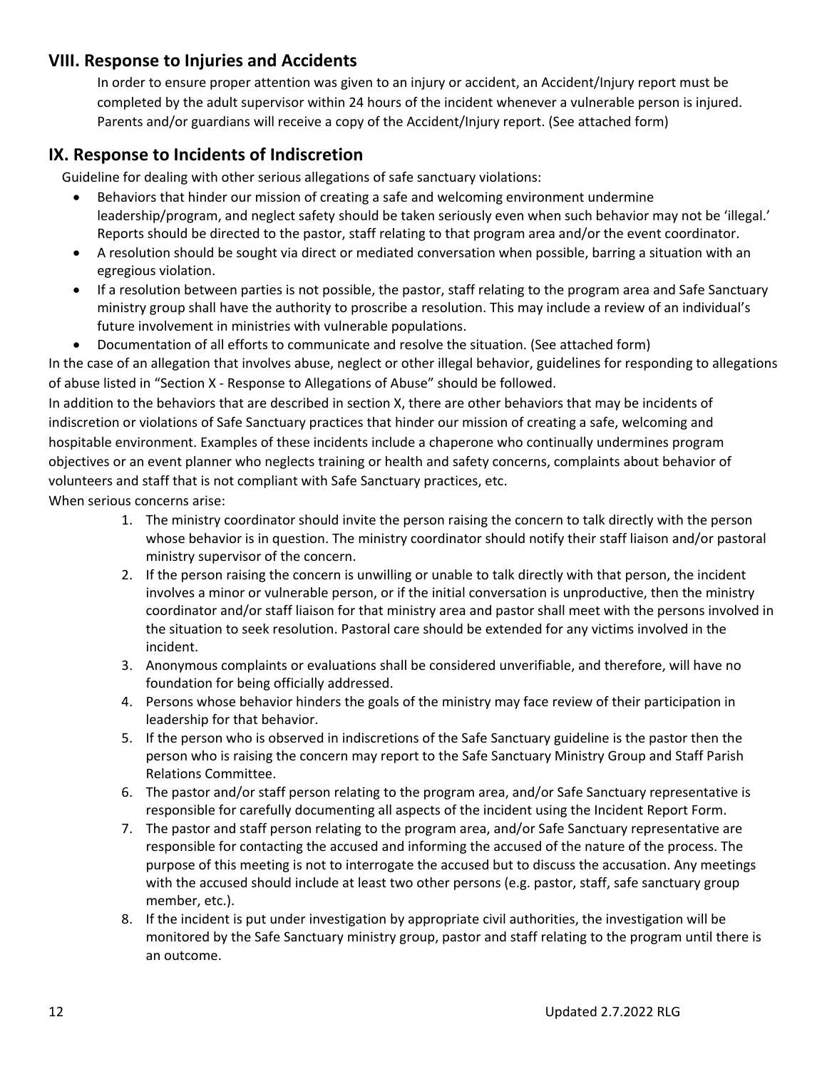## VIII. Response to Injuries and Accidents

In order to ensure proper attention was given to an injury or accident, an Accident/Injury report must be completed by the adult supervisor within 24 hours of the incident whenever a vulnerable person is injured. Parents and/or guardians will receive a copy of the Accident/Injury report. (See attached form)

## IX. Response to Incidents of Indiscretion

Guideline for dealing with other serious allegations of safe sanctuary violations:

- Behaviors that hinder our mission of creating a safe and welcoming environment undermine leadership/program, and neglect safety should be taken seriously even when such behavior may not be 'illegal.' Reports should be directed to the pastor, staff relating to that program area and/or the event coordinator.
- A resolution should be sought via direct or mediated conversation when possible, barring a situation with an egregious violation.
- If a resolution between parties is not possible, the pastor, staff relating to the program area and Safe Sanctuary ministry group shall have the authority to proscribe a resolution. This may include a review of an individual's future involvement in ministries with vulnerable populations.
- Documentation of all efforts to communicate and resolve the situation. (See attached form)

In the case of an allegation that involves abuse, neglect or other illegal behavior, guidelines for responding to allegations of abuse listed in "Section X - Response to Allegations of Abuse" should be followed.

In addition to the behaviors that are described in section X, there are other behaviors that may be incidents of indiscretion or violations of Safe Sanctuary practices that hinder our mission of creating a safe, welcoming and hospitable environment. Examples of these incidents include a chaperone who continually undermines program objectives or an event planner who neglects training or health and safety concerns, complaints about behavior of volunteers and staff that is not compliant with Safe Sanctuary practices, etc.

When serious concerns arise:

1. The ministry coordinator should invite the person raising the concern to talk directly with the person whose behavior is in question. The ministry coordinator should notify their staff liaison and/or pastoral ministry supervisor of the concern.
2. If the person raising the concern is unwilling or unable to talk directly with that person, the incident involves a minor or vulnerable person, or if the initial conversation is unproductive, then the ministry coordinator and/or staff liaison for that ministry area and pastor shall meet with the persons involved in the situation to seek resolution. Pastoral care should be extended for any victims involved in the incident.
3. Anonymous complaints or evaluations shall be considered unverifiable, and therefore, will have no foundation for being officially addressed.
4. Persons whose behavior hinders the goals of the ministry may face review of their participation in leadership for that behavior.
5. If the person who is observed in indiscretions of the Safe Sanctuary guideline is the pastor then the person who is raising the concern may report to the Safe Sanctuary Ministry Group and Staff Parish Relations Committee.
6. The pastor and/or staff person relating to the program area, and/or Safe Sanctuary representative is responsible for carefully documenting all aspects of the incident using the Incident Report Form.
7. The pastor and staff person relating to the program area, and/or Safe Sanctuary representative are responsible for contacting the accused and informing the accused of the nature of the process. The purpose of this meeting is not to interrogate the accused but to discuss the accusation. Any meetings with the accused should include at least two other persons (e.g. pastor, staff, safe sanctuary group member, etc.).
8. If the incident is put under investigation by appropriate civil authorities, the investigation will be monitored by the Safe Sanctuary ministry group, pastor and staff relating to the program until there is an outcome.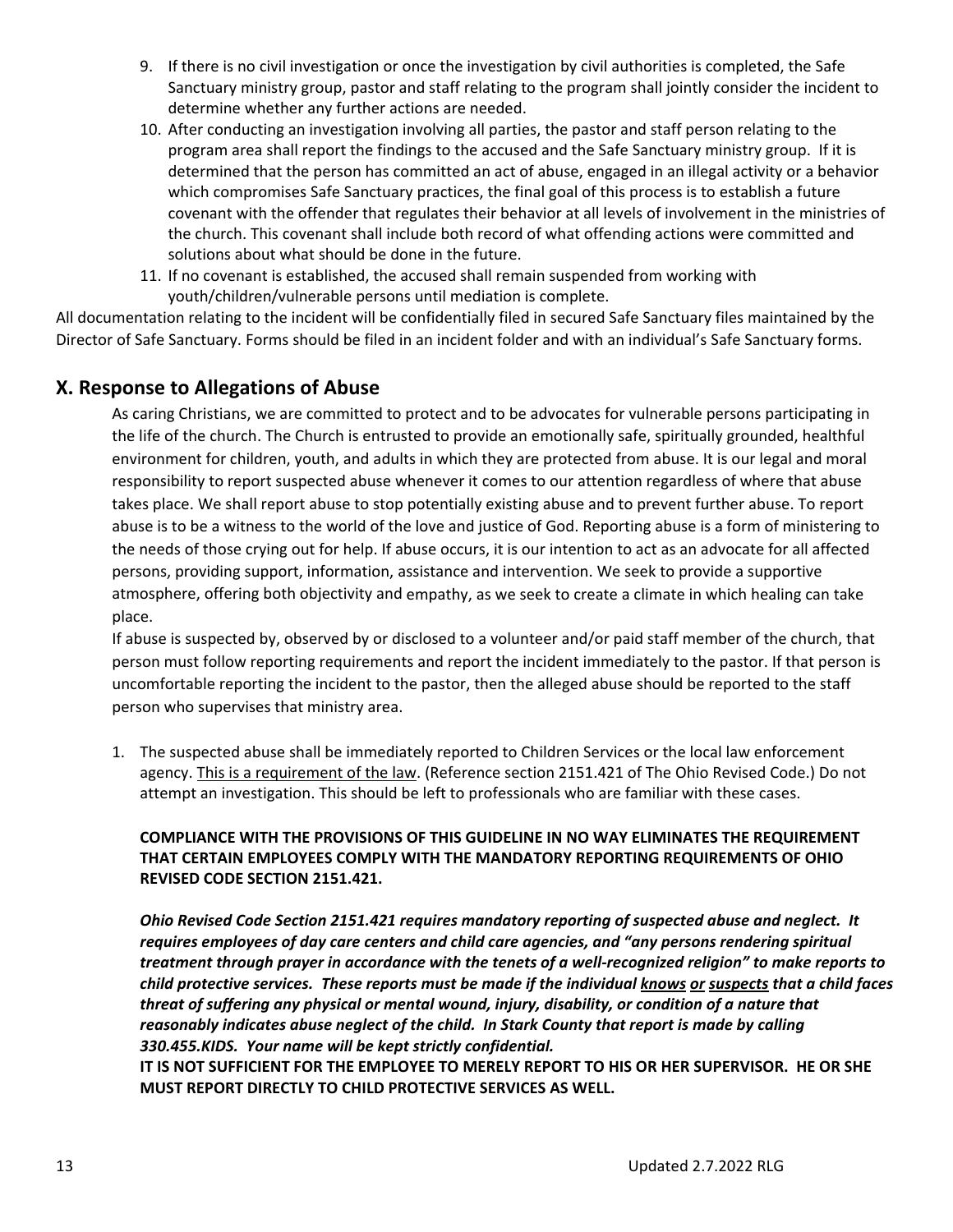9. If there is no civil investigation or once the investigation by civil authorities is completed, the Safe Sanctuary ministry group, pastor and staff relating to the program shall jointly consider the incident to determine whether any further actions are needed.
10. After conducting an investigation involving all parties, the pastor and staff person relating to the program area shall report the findings to the accused and the Safe Sanctuary ministry group. If it is determined that the person has committed an act of abuse, engaged in an illegal activity or a behavior which compromises Safe Sanctuary practices, the final goal of this process is to establish a future covenant with the offender that regulates their behavior at all levels of involvement in the ministries of the church. This covenant shall include both record of what offending actions were committed and solutions about what should be done in the future.
11. If no covenant is established, the accused shall remain suspended from working with youth/children/vulnerable persons until mediation is complete.

All documentation relating to the incident will be confidentially filed in secured Safe Sanctuary files maintained by the Director of Safe Sanctuary. Forms should be filed in an incident folder and with an individual's Safe Sanctuary forms.

## X. Response to Allegations of Abuse

As caring Christians, we are committed to protect and to be advocates for vulnerable persons participating in the life of the church. The Church is entrusted to provide an emotionally safe, spiritually grounded, healthful environment for children, youth, and adults in which they are protected from abuse. It is our legal and moral responsibility to report suspected abuse whenever it comes to our attention regardless of where that abuse takes place. We shall report abuse to stop potentially existing abuse and to prevent further abuse. To report abuse is to be a witness to the world of the love and justice of God. Reporting abuse is a form of ministering to the needs of those crying out for help. If abuse occurs, it is our intention to act as an advocate for all affected persons, providing support, information, assistance and intervention. We seek to provide a supportive atmosphere, offering both objectivity and empathy, as we seek to create a climate in which healing can take place.

If abuse is suspected by, observed by or disclosed to a volunteer and/or paid staff member of the church, that person must follow reporting requirements and report the incident immediately to the pastor. If that person is uncomfortable reporting the incident to the pastor, then the alleged abuse should be reported to the staff person who supervises that ministry area.

1. The suspected abuse shall be immediately reported to Children Services or the local law enforcement agency. <u>This is a requirement of the law</u>. (Reference section 2151.421 of The Ohio Revised Code.) Do not attempt an investigation. This should be left to professionals who are familiar with these cases.

   **COMPLIANCE WITH THE PROVISIONS OF THIS GUIDELINE IN NO WAY ELIMINATES THE REQUIREMENT THAT CERTAIN EMPLOYEES COMPLY WITH THE MANDATORY REPORTING REQUIREMENTS OF OHIO REVISED CODE SECTION 2151.421.**

   ***Ohio Revised Code Section 2151.421 requires mandatory reporting of suspected abuse and neglect. It requires employees of day care centers and child care agencies, and "any persons rendering spiritual treatment through prayer in accordance with the tenets of a well-recognized religion" to make reports to child protective services. These reports must be made if the individual <u>knows</u> <u>or</u> <u>suspects</u> that a child faces threat of suffering any physical or mental wound, injury, disability, or condition of a nature that reasonably indicates abuse neglect of the child. In Stark County that report is made by calling 330.455.KIDS. Your name will be kept strictly confidential.***

   **IT IS NOT SUFFICIENT FOR THE EMPLOYEE TO MERELY REPORT TO HIS OR HER SUPERVISOR. HE OR SHE MUST REPORT DIRECTLY TO CHILD PROTECTIVE SERVICES AS WELL.**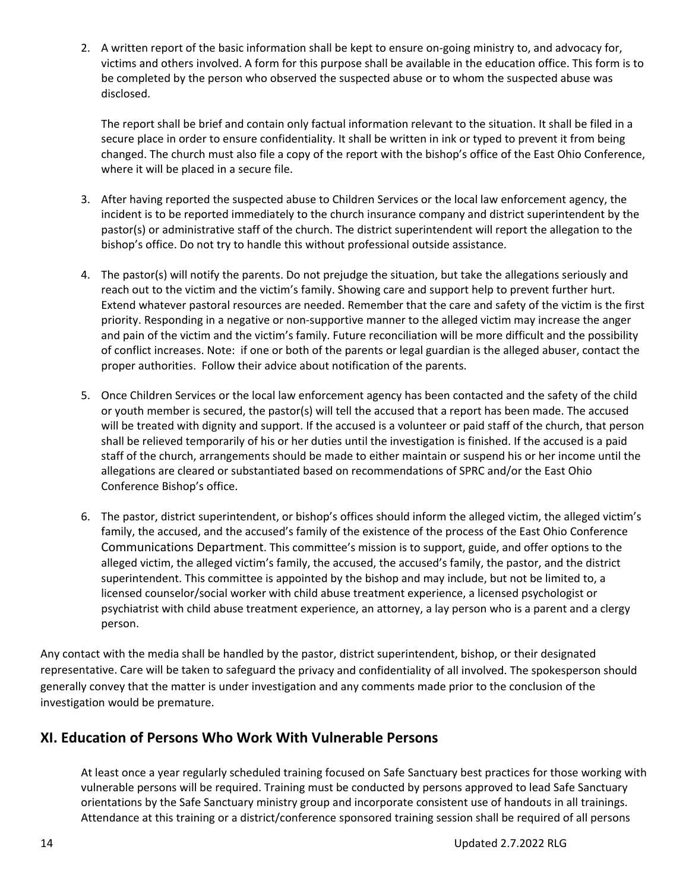2. A written report of the basic information shall be kept to ensure on-going ministry to, and advocacy for, victims and others involved. A form for this purpose shall be available in the education office. This form is to be completed by the person who observed the suspected abuse or to whom the suspected abuse was disclosed.

   The report shall be brief and contain only factual information relevant to the situation. It shall be filed in a secure place in order to ensure confidentiality. It shall be written in ink or typed to prevent it from being changed. The church must also file a copy of the report with the bishop's office of the East Ohio Conference, where it will be placed in a secure file.

3. After having reported the suspected abuse to Children Services or the local law enforcement agency, the incident is to be reported immediately to the church insurance company and district superintendent by the pastor(s) or administrative staff of the church. The district superintendent will report the allegation to the bishop's office. Do not try to handle this without professional outside assistance.

4. The pastor(s) will notify the parents. Do not prejudge the situation, but take the allegations seriously and reach out to the victim and the victim's family. Showing care and support help to prevent further hurt. Extend whatever pastoral resources are needed. Remember that the care and safety of the victim is the first priority. Responding in a negative or non-supportive manner to the alleged victim may increase the anger and pain of the victim and the victim's family. Future reconciliation will be more difficult and the possibility of conflict increases. Note: if one or both of the parents or legal guardian is the alleged abuser, contact the proper authorities. Follow their advice about notification of the parents.

5. Once Children Services or the local law enforcement agency has been contacted and the safety of the child or youth member is secured, the pastor(s) will tell the accused that a report has been made. The accused will be treated with dignity and support. If the accused is a volunteer or paid staff of the church, that person shall be relieved temporarily of his or her duties until the investigation is finished. If the accused is a paid staff of the church, arrangements should be made to either maintain or suspend his or her income until the allegations are cleared or substantiated based on recommendations of SPRC and/or the East Ohio Conference Bishop's office.

6. The pastor, district superintendent, or bishop's offices should inform the alleged victim, the alleged victim's family, the accused, and the accused's family of the existence of the process of the East Ohio Conference Communications Department. This committee's mission is to support, guide, and offer options to the alleged victim, the alleged victim's family, the accused, the accused's family, the pastor, and the district superintendent. This committee is appointed by the bishop and may include, but not be limited to, a licensed counselor/social worker with child abuse treatment experience, a licensed psychologist or psychiatrist with child abuse treatment experience, an attorney, a lay person who is a parent and a clergy person.

Any contact with the media shall be handled by the pastor, district superintendent, bishop, or their designated representative. Care will be taken to safeguard the privacy and confidentiality of all involved. The spokesperson should generally convey that the matter is under investigation and any comments made prior to the conclusion of the investigation would be premature.

## XI. Education of Persons Who Work With Vulnerable Persons

At least once a year regularly scheduled training focused on Safe Sanctuary best practices for those working with vulnerable persons will be required. Training must be conducted by persons approved to lead Safe Sanctuary orientations by the Safe Sanctuary ministry group and incorporate consistent use of handouts in all trainings. Attendance at this training or a district/conference sponsored training session shall be required of all persons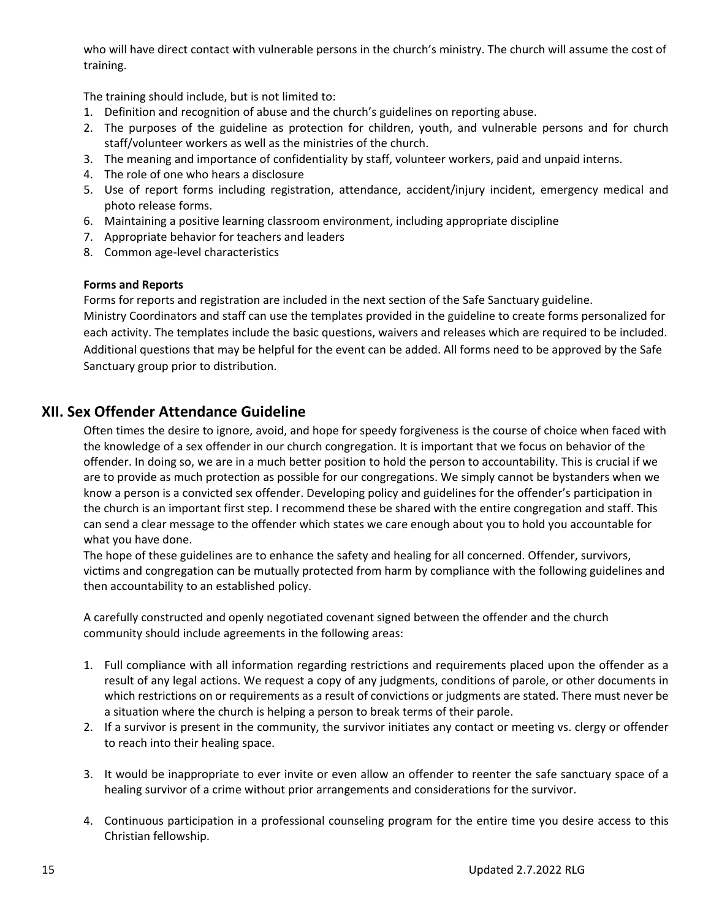who will have direct contact with vulnerable persons in the church's ministry. The church will assume the cost of training.

The training should include, but is not limited to:

1. Definition and recognition of abuse and the church's guidelines on reporting abuse.
2. The purposes of the guideline as protection for children, youth, and vulnerable persons and for church staff/volunteer workers as well as the ministries of the church.
3. The meaning and importance of confidentiality by staff, volunteer workers, paid and unpaid interns.
4. The role of one who hears a disclosure
5. Use of report forms including registration, attendance, accident/injury incident, emergency medical and photo release forms.
6. Maintaining a positive learning classroom environment, including appropriate discipline
7. Appropriate behavior for teachers and leaders
8. Common age-level characteristics

**Forms and Reports**

Forms for reports and registration are included in the next section of the Safe Sanctuary guideline.
Ministry Coordinators and staff can use the templates provided in the guideline to create forms personalized for each activity. The templates include the basic questions, waivers and releases which are required to be included. Additional questions that may be helpful for the event can be added. All forms need to be approved by the Safe Sanctuary group prior to distribution.

## XII. Sex Offender Attendance Guideline

Often times the desire to ignore, avoid, and hope for speedy forgiveness is the course of choice when faced with the knowledge of a sex offender in our church congregation. It is important that we focus on behavior of the offender. In doing so, we are in a much better position to hold the person to accountability. This is crucial if we are to provide as much protection as possible for our congregations. We simply cannot be bystanders when we know a person is a convicted sex offender. Developing policy and guidelines for the offender's participation in the church is an important first step. I recommend these be shared with the entire congregation and staff. This can send a clear message to the offender which states we care enough about you to hold you accountable for what you have done.
The hope of these guidelines are to enhance the safety and healing for all concerned. Offender, survivors, victims and congregation can be mutually protected from harm by compliance with the following guidelines and then accountability to an established policy.

A carefully constructed and openly negotiated covenant signed between the offender and the church community should include agreements in the following areas:

1. Full compliance with all information regarding restrictions and requirements placed upon the offender as a result of any legal actions. We request a copy of any judgments, conditions of parole, or other documents in which restrictions on or requirements as a result of convictions or judgments are stated. There must never be a situation where the church is helping a person to break terms of their parole.
2. If a survivor is present in the community, the survivor initiates any contact or meeting vs. clergy or offender to reach into their healing space.
3. It would be inappropriate to ever invite or even allow an offender to reenter the safe sanctuary space of a healing survivor of a crime without prior arrangements and considerations for the survivor.
4. Continuous participation in a professional counseling program for the entire time you desire access to this Christian fellowship.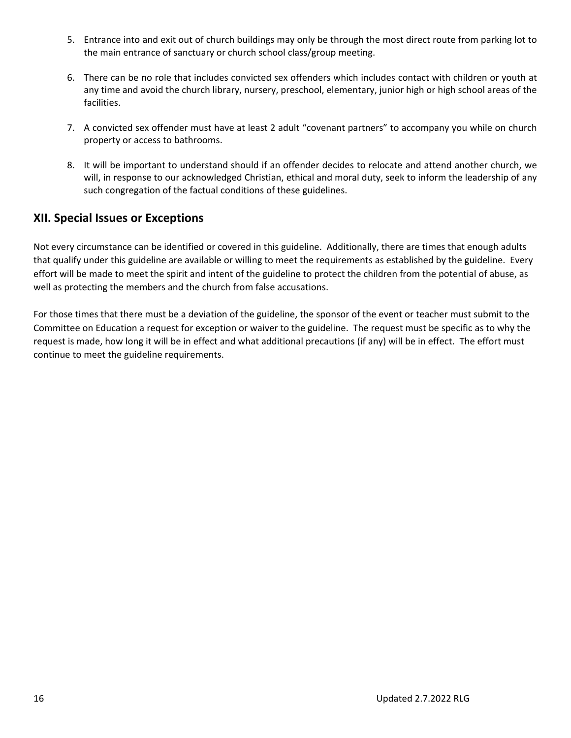5. Entrance into and exit out of church buildings may only be through the most direct route from parking lot to the main entrance of sanctuary or church school class/group meeting.

6. There can be no role that includes convicted sex offenders which includes contact with children or youth at any time and avoid the church library, nursery, preschool, elementary, junior high or high school areas of the facilities.

7. A convicted sex offender must have at least 2 adult "covenant partners" to accompany you while on church property or access to bathrooms.

8. It will be important to understand should if an offender decides to relocate and attend another church, we will, in response to our acknowledged Christian, ethical and moral duty, seek to inform the leadership of any such congregation of the factual conditions of these guidelines.

## XII. Special Issues or Exceptions

Not every circumstance can be identified or covered in this guideline. Additionally, there are times that enough adults that qualify under this guideline are available or willing to meet the requirements as established by the guideline. Every effort will be made to meet the spirit and intent of the guideline to protect the children from the potential of abuse, as well as protecting the members and the church from false accusations.

For those times that there must be a deviation of the guideline, the sponsor of the event or teacher must submit to the Committee on Education a request for exception or waiver to the guideline. The request must be specific as to why the request is made, how long it will be in effect and what additional precautions (if any) will be in effect. The effort must continue to meet the guideline requirements.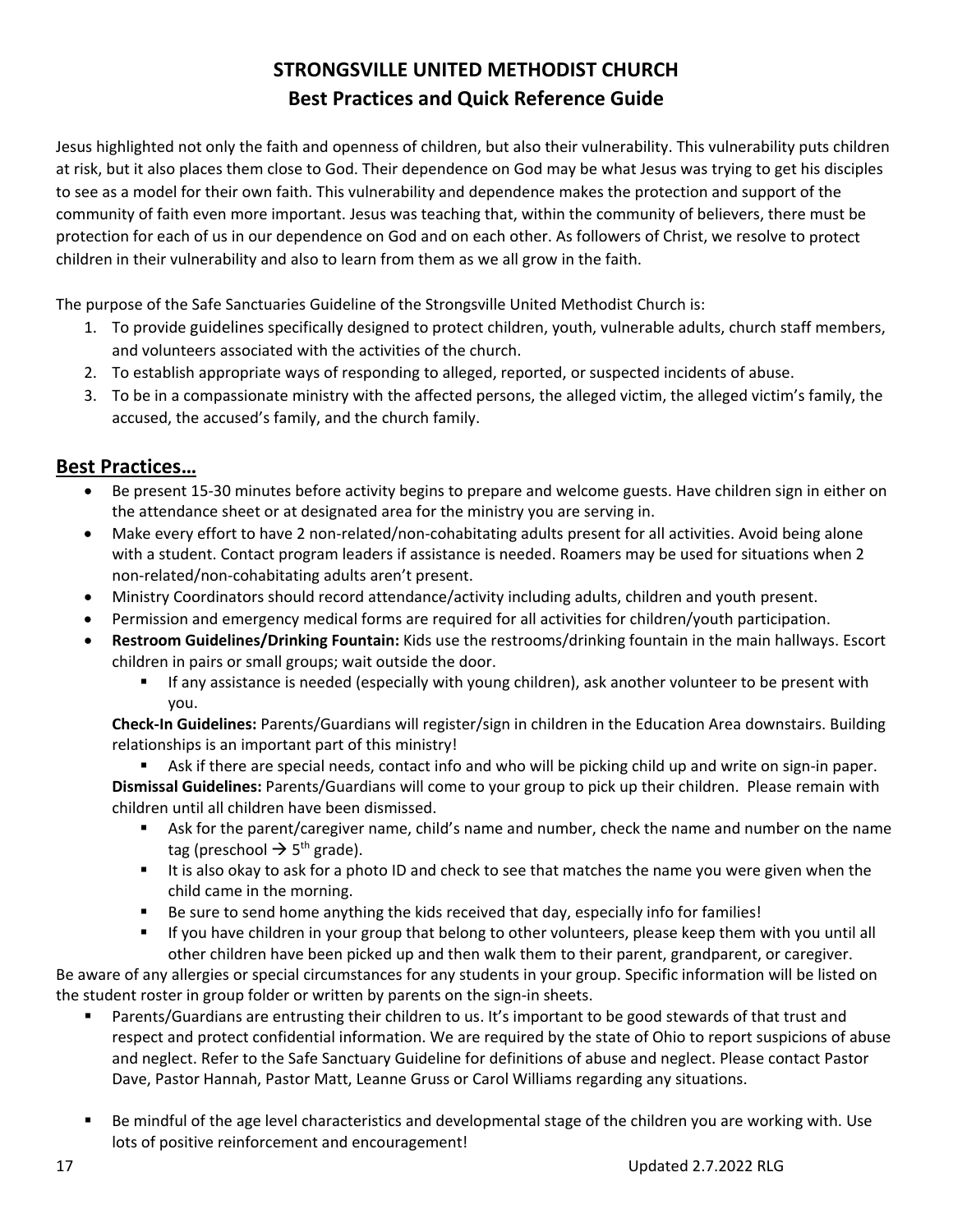# STRONGSVILLE UNITED METHODIST CHURCH
## Best Practices and Quick Reference Guide

Jesus highlighted not only the faith and openness of children, but also their vulnerability. This vulnerability puts children at risk, but it also places them close to God. Their dependence on God may be what Jesus was trying to get his disciples to see as a model for their own faith. This vulnerability and dependence makes the protection and support of the community of faith even more important. Jesus was teaching that, within the community of believers, there must be protection for each of us in our dependence on God and on each other. As followers of Christ, we resolve to protect children in their vulnerability and also to learn from them as we all grow in the faith.

The purpose of the Safe Sanctuaries Guideline of the Strongsville United Methodist Church is:

1. To provide guidelines specifically designed to protect children, youth, vulnerable adults, church staff members, and volunteers associated with the activities of the church.
2. To establish appropriate ways of responding to alleged, reported, or suspected incidents of abuse.
3. To be in a compassionate ministry with the affected persons, the alleged victim, the alleged victim's family, the accused, the accused's family, and the church family.

## Best Practices…

- Be present 15-30 minutes before activity begins to prepare and welcome guests. Have children sign in either on the attendance sheet or at designated area for the ministry you are serving in.
- Make every effort to have 2 non-related/non-cohabitating adults present for all activities. Avoid being alone with a student. Contact program leaders if assistance is needed. Roamers may be used for situations when 2 non-related/non-cohabitating adults aren't present.
- Ministry Coordinators should record attendance/activity including adults, children and youth present.
- Permission and emergency medical forms are required for all activities for children/youth participation.
- **Restroom Guidelines/Drinking Fountain:** Kids use the restrooms/drinking fountain in the main hallways. Escort children in pairs or small groups; wait outside the door.
  - If any assistance is needed (especially with young children), ask another volunteer to be present with you.

  **Check-In Guidelines:** Parents/Guardians will register/sign in children in the Education Area downstairs. Building relationships is an important part of this ministry!
  - Ask if there are special needs, contact info and who will be picking child up and write on sign-in paper.

  **Dismissal Guidelines:** Parents/Guardians will come to your group to pick up their children. Please remain with children until all children have been dismissed.
  - Ask for the parent/caregiver name, child's name and number, check the name and number on the name tag (preschool → 5th grade).
  - It is also okay to ask for a photo ID and check to see that matches the name you were given when the child came in the morning.
  - Be sure to send home anything the kids received that day, especially info for families!
  - If you have children in your group that belong to other volunteers, please keep them with you until all other children have been picked up and then walk them to their parent, grandparent, or caregiver.

Be aware of any allergies or special circumstances for any students in your group. Specific information will be listed on the student roster in group folder or written by parents on the sign-in sheets.

- Parents/Guardians are entrusting their children to us. It's important to be good stewards of that trust and respect and protect confidential information. We are required by the state of Ohio to report suspicions of abuse and neglect. Refer to the Safe Sanctuary Guideline for definitions of abuse and neglect. Please contact Pastor Dave, Pastor Hannah, Pastor Matt, Leanne Gruss or Carol Williams regarding any situations.

- Be mindful of the age level characteristics and developmental stage of the children you are working with. Use lots of positive reinforcement and encouragement!

Updated 2.7.2022 RLG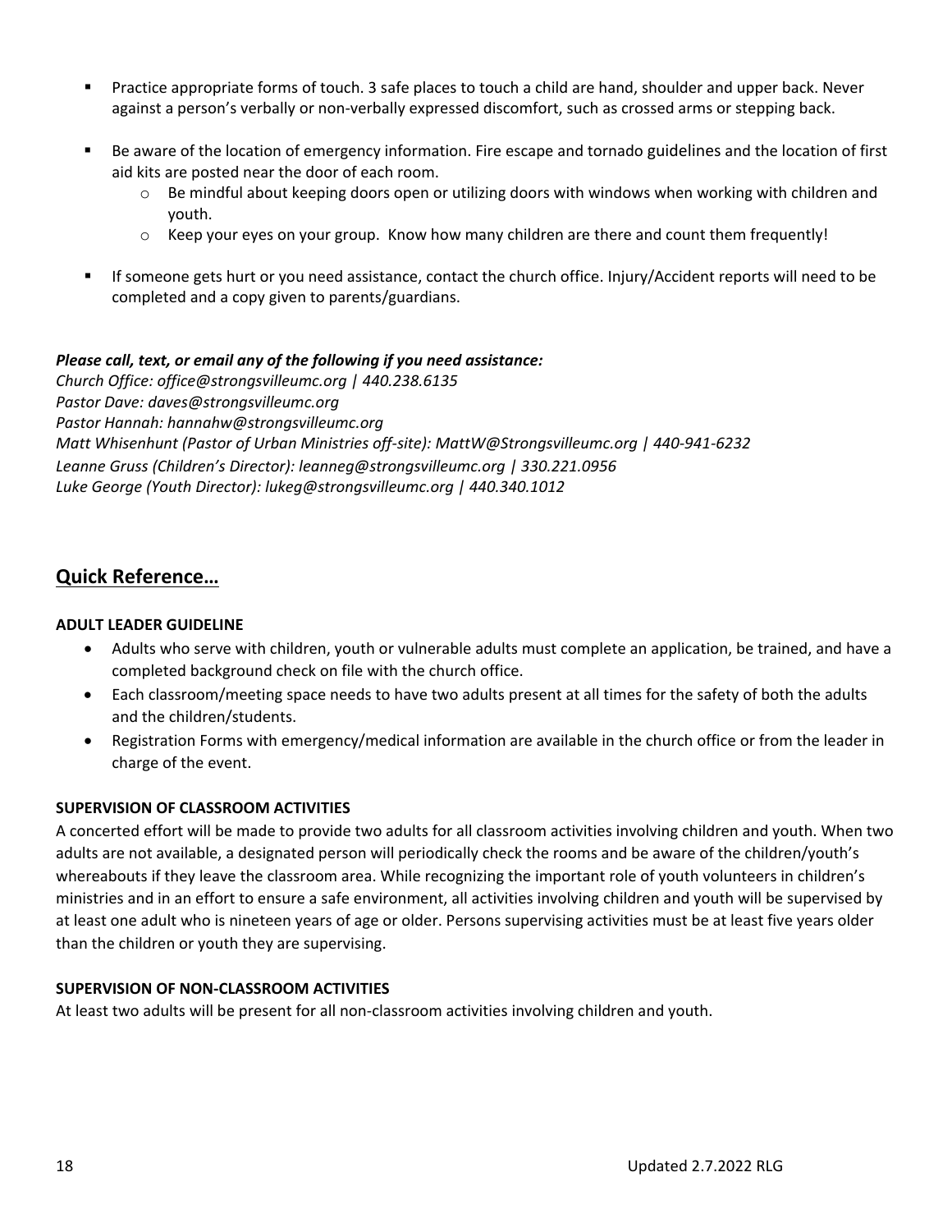- Practice appropriate forms of touch. 3 safe places to touch a child are hand, shoulder and upper back. Never against a person's verbally or non-verbally expressed discomfort, such as crossed arms or stepping back.

- Be aware of the location of emergency information. Fire escape and tornado guidelines and the location of first aid kits are posted near the door of each room.
  - Be mindful about keeping doors open or utilizing doors with windows when working with children and youth.
  - Keep your eyes on your group. Know how many children are there and count them frequently!

- If someone gets hurt or you need assistance, contact the church office. Injury/Accident reports will need to be completed and a copy given to parents/guardians.

***Please call, text, or email any of the following if you need assistance:***
*Church Office: office@strongsvilleumc.org | 440.238.6135*
*Pastor Dave: daves@strongsvilleumc.org*
*Pastor Hannah: hannahw@strongsvilleumc.org*
*Matt Whisenhunt (Pastor of Urban Ministries off-site): MattW@Strongsvilleumc.org | 440-941-6232*
*Leanne Gruss (Children's Director): leanneg@strongsvilleumc.org | 330.221.0956*
*Luke George (Youth Director): lukeg@strongsvilleumc.org | 440.340.1012*

## Quick Reference…

**ADULT LEADER GUIDELINE**

- Adults who serve with children, youth or vulnerable adults must complete an application, be trained, and have a completed background check on file with the church office.
- Each classroom/meeting space needs to have two adults present at all times for the safety of both the adults and the children/students.
- Registration Forms with emergency/medical information are available in the church office or from the leader in charge of the event.

**SUPERVISION OF CLASSROOM ACTIVITIES**

A concerted effort will be made to provide two adults for all classroom activities involving children and youth. When two adults are not available, a designated person will periodically check the rooms and be aware of the children/youth's whereabouts if they leave the classroom area. While recognizing the important role of youth volunteers in children's ministries and in an effort to ensure a safe environment, all activities involving children and youth will be supervised by at least one adult who is nineteen years of age or older. Persons supervising activities must be at least five years older than the children or youth they are supervising.

**SUPERVISION OF NON-CLASSROOM ACTIVITIES**

At least two adults will be present for all non-classroom activities involving children and youth.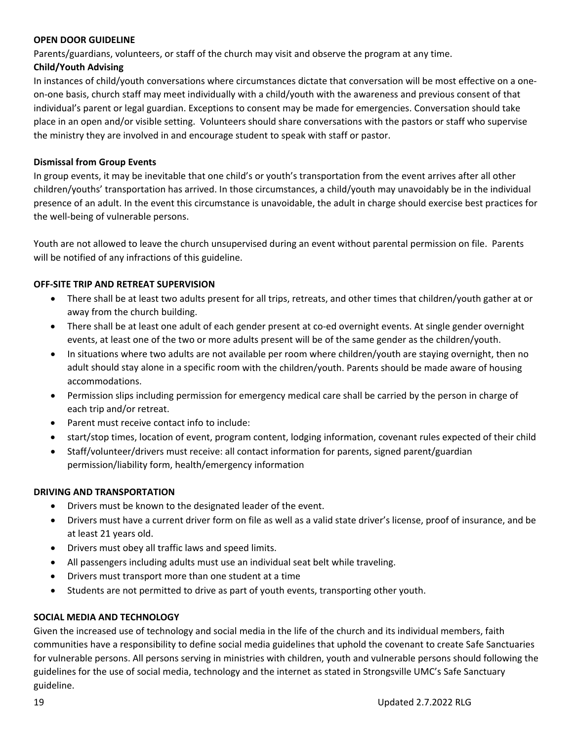**OPEN DOOR GUIDELINE**

Parents/guardians, volunteers, or staff of the church may visit and observe the program at any time.

**Child/Youth Advising**

In instances of child/youth conversations where circumstances dictate that conversation will be most effective on a one-on-one basis, church staff may meet individually with a child/youth with the awareness and previous consent of that individual's parent or legal guardian. Exceptions to consent may be made for emergencies. Conversation should take place in an open and/or visible setting. Volunteers should share conversations with the pastors or staff who supervise the ministry they are involved in and encourage student to speak with staff or pastor.

**Dismissal from Group Events**

In group events, it may be inevitable that one child's or youth's transportation from the event arrives after all other children/youths' transportation has arrived. In those circumstances, a child/youth may unavoidably be in the individual presence of an adult. In the event this circumstance is unavoidable, the adult in charge should exercise best practices for the well-being of vulnerable persons.

Youth are not allowed to leave the church unsupervised during an event without parental permission on file. Parents will be notified of any infractions of this guideline.

**OFF-SITE TRIP AND RETREAT SUPERVISION**

- There shall be at least two adults present for all trips, retreats, and other times that children/youth gather at or away from the church building.
- There shall be at least one adult of each gender present at co-ed overnight events. At single gender overnight events, at least one of the two or more adults present will be of the same gender as the children/youth.
- In situations where two adults are not available per room where children/youth are staying overnight, then no adult should stay alone in a specific room with the children/youth. Parents should be made aware of housing accommodations.
- Permission slips including permission for emergency medical care shall be carried by the person in charge of each trip and/or retreat.
- Parent must receive contact info to include:
- start/stop times, location of event, program content, lodging information, covenant rules expected of their child
- Staff/volunteer/drivers must receive: all contact information for parents, signed parent/guardian permission/liability form, health/emergency information

**DRIVING AND TRANSPORTATION**

- Drivers must be known to the designated leader of the event.
- Drivers must have a current driver form on file as well as a valid state driver's license, proof of insurance, and be at least 21 years old.
- Drivers must obey all traffic laws and speed limits.
- All passengers including adults must use an individual seat belt while traveling.
- Drivers must transport more than one student at a time
- Students are not permitted to drive as part of youth events, transporting other youth.

**SOCIAL MEDIA AND TECHNOLOGY**

Given the increased use of technology and social media in the life of the church and its individual members, faith communities have a responsibility to define social media guidelines that uphold the covenant to create Safe Sanctuaries for vulnerable persons. All persons serving in ministries with children, youth and vulnerable persons should following the guidelines for the use of social media, technology and the internet as stated in Strongsville UMC's Safe Sanctuary guideline.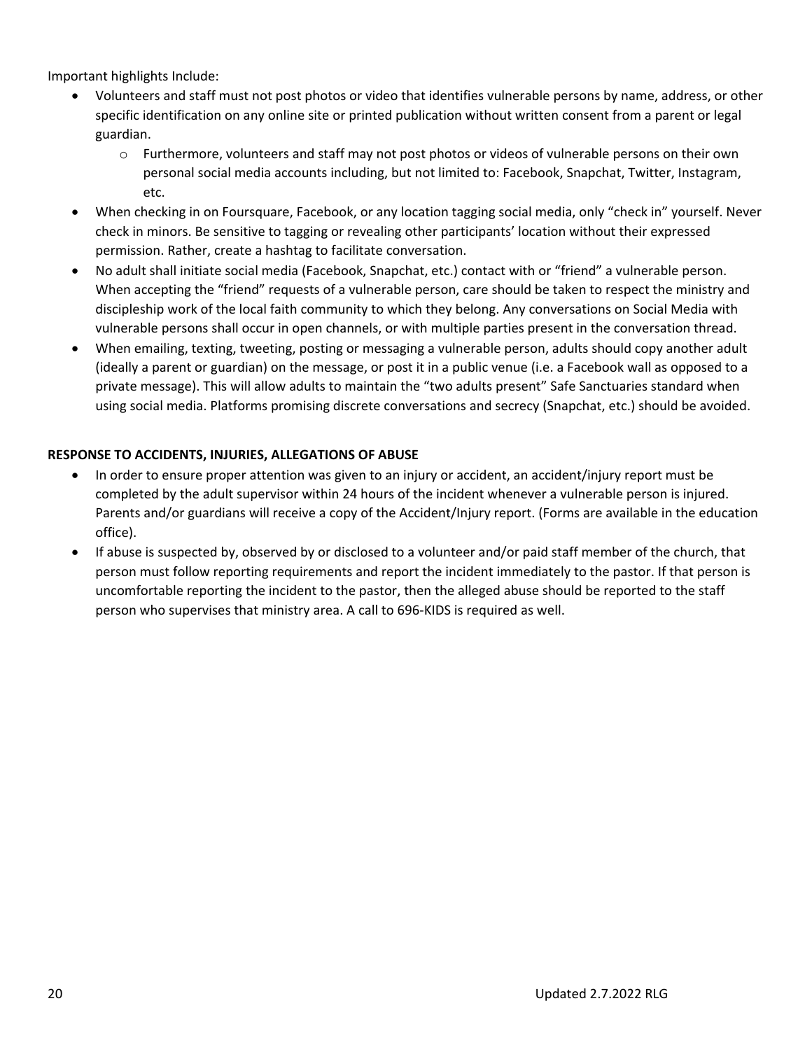Important highlights Include:

- Volunteers and staff must not post photos or video that identifies vulnerable persons by name, address, or other specific identification on any online site or printed publication without written consent from a parent or legal guardian.
    - Furthermore, volunteers and staff may not post photos or videos of vulnerable persons on their own personal social media accounts including, but not limited to: Facebook, Snapchat, Twitter, Instagram, etc.
- When checking in on Foursquare, Facebook, or any location tagging social media, only "check in" yourself. Never check in minors. Be sensitive to tagging or revealing other participants' location without their expressed permission. Rather, create a hashtag to facilitate conversation.
- No adult shall initiate social media (Facebook, Snapchat, etc.) contact with or "friend" a vulnerable person. When accepting the "friend" requests of a vulnerable person, care should be taken to respect the ministry and discipleship work of the local faith community to which they belong. Any conversations on Social Media with vulnerable persons shall occur in open channels, or with multiple parties present in the conversation thread.
- When emailing, texting, tweeting, posting or messaging a vulnerable person, adults should copy another adult (ideally a parent or guardian) on the message, or post it in a public venue (i.e. a Facebook wall as opposed to a private message). This will allow adults to maintain the "two adults present" Safe Sanctuaries standard when using social media. Platforms promising discrete conversations and secrecy (Snapchat, etc.) should be avoided.

**RESPONSE TO ACCIDENTS, INJURIES, ALLEGATIONS OF ABUSE**

- In order to ensure proper attention was given to an injury or accident, an accident/injury report must be completed by the adult supervisor within 24 hours of the incident whenever a vulnerable person is injured. Parents and/or guardians will receive a copy of the Accident/Injury report. (Forms are available in the education office).
- If abuse is suspected by, observed by or disclosed to a volunteer and/or paid staff member of the church, that person must follow reporting requirements and report the incident immediately to the pastor. If that person is uncomfortable reporting the incident to the pastor, then the alleged abuse should be reported to the staff person who supervises that ministry area. A call to 696-KIDS is required as well.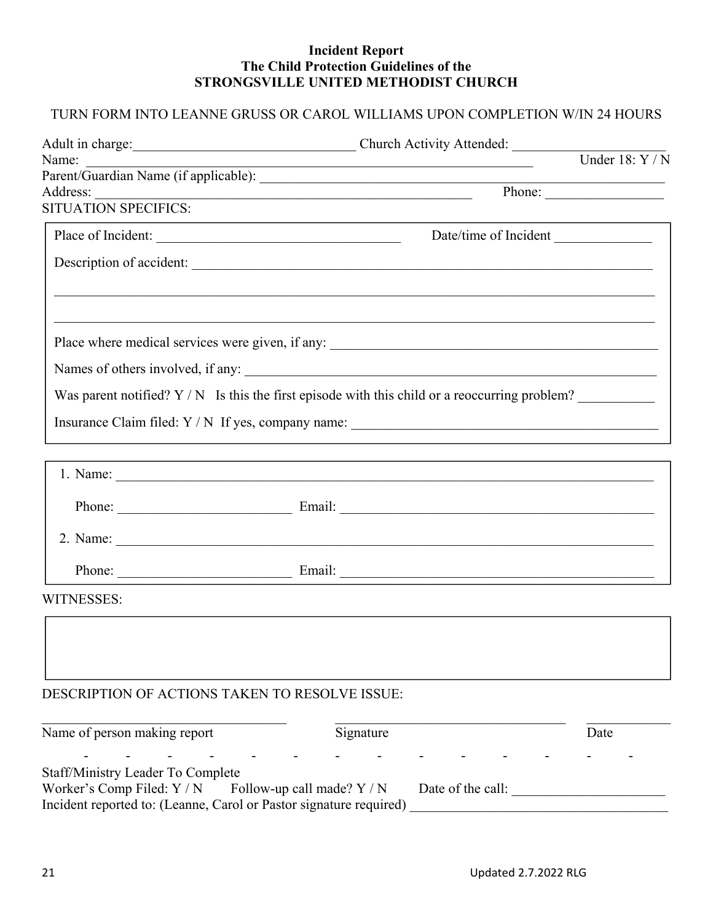**Incident Report**
**The Child Protection Guidelines of the**
**STRONGSVILLE UNITED METHODIST CHURCH**

TURN FORM INTO LEANNE GRUSS OR CAROL WILLIAMS UPON COMPLETION W/IN 24 HOURS

Adult in charge:________________________________ Church Activity Attended: ____________________
Name: ________________________________________________________________ Under 18: Y / N
Parent/Guardian Name (if applicable): ______________________________________________________
Address: _____________________________________________________ Phone: _________________
SITUATION SPECIFICS:

Place of Incident: ___________________________________ Date/time of Incident ______________

Description of accident: ______________________________________________________________

_____________________________________________________________________________________

_____________________________________________________________________________________

Place where medical services were given, if any: ______________________________________________

Names of others involved, if any: _________________________________________________________

Was parent notified? Y / N Is this the first episode with this child or a reoccurring problem? ___________

Insurance Claim filed: Y / N If yes, company name: ____________________________________________

1. Name: _____________________________________________________________________________

   Phone: _________________________ Email: _______________________________________________

2. Name: _____________________________________________________________________________

   Phone: _________________________ Email: _______________________________________________

WITNESSES:

DESCRIPTION OF ACTIONS TAKEN TO RESOLVE ISSUE:

____________________________________ ___________________________________ ____________
Name of person making report Signature Date

\- - - - - - - - - - - - - -

Staff/Ministry Leader To Complete
Worker's Comp Filed: Y / N Follow-up call made? Y / N Date of the call: ______________________
Incident reported to: (Leanne, Carol or Pastor signature required) _____________________________________

Updated 2.7.2022 RLG